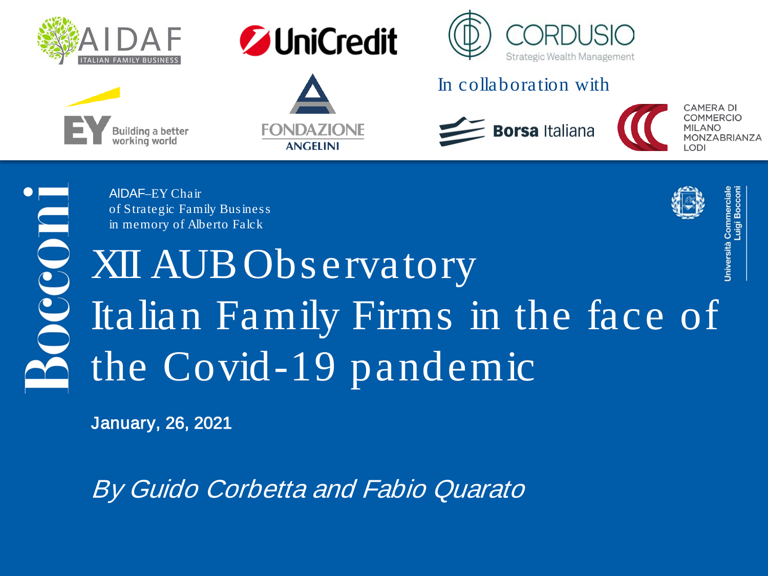AIDAF ITALIAN FAMILY BUSINESS

UniCredit

CORDUSIO Strategic Wealth Management

EY Building a better working world

FONDAZIONE ANGELINI

In collaboration with

Borsa Italiana

CAMERA DI COMMERCIO MILANO MONZABRIANZA LODI

Bocconi

Università Commerciale Luigi Bocconi

AIDAF–EY Chair
of Strategic Family Business
in memory of Alberto Falck

# XII AUB Observatory
# Italian Family Firms in the face of the Covid-19 pandemic

**January, 26, 2021**

*By Guido Corbetta and Fabio Quarato*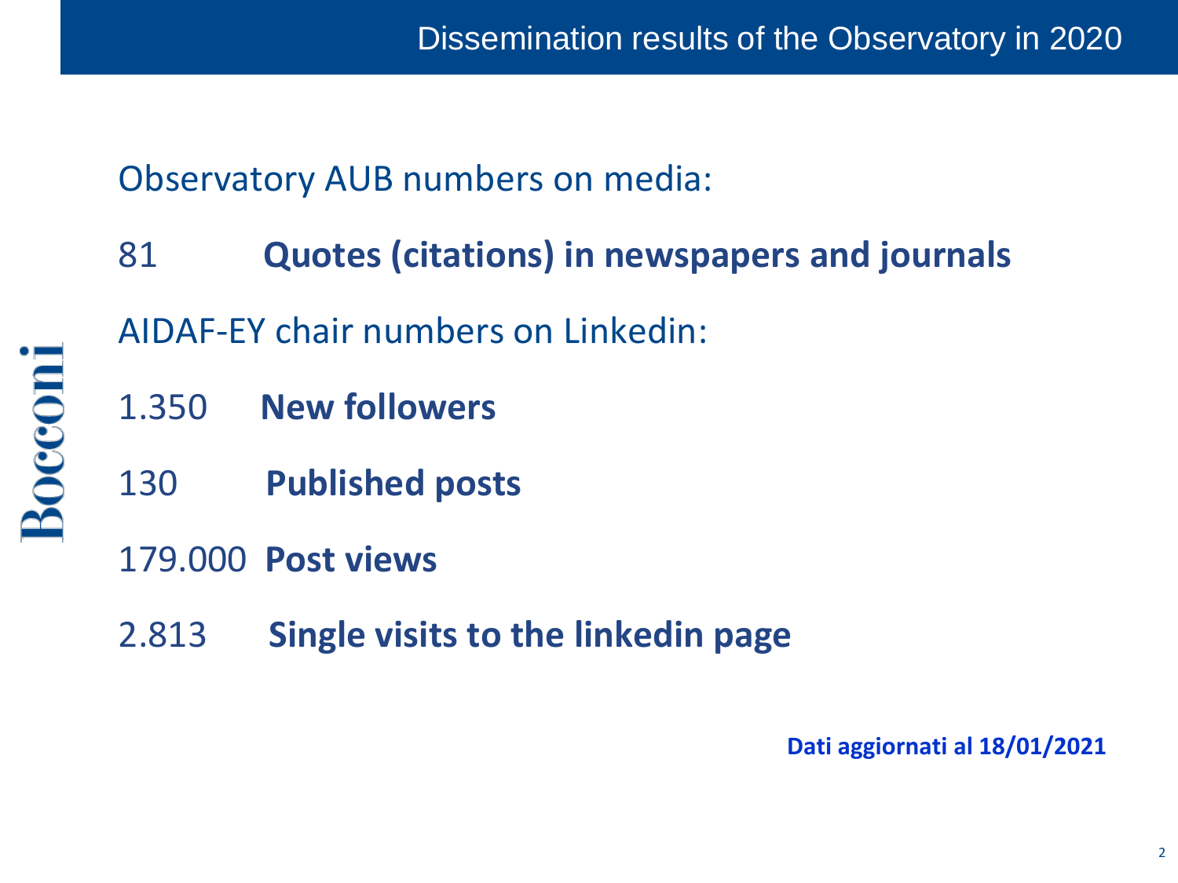# Dissemination results of the Observatory in 2020

Observatory AUB numbers on media:

81 **Quotes (citations) in newspapers and journals**

AIDAF-EY chair numbers on Linkedin:

1.350 **New followers**

130 **Published posts**

179.000 **Post views**

2.813 **Single visits to the linkedin page**

**Dati aggiornati al 18/01/2021**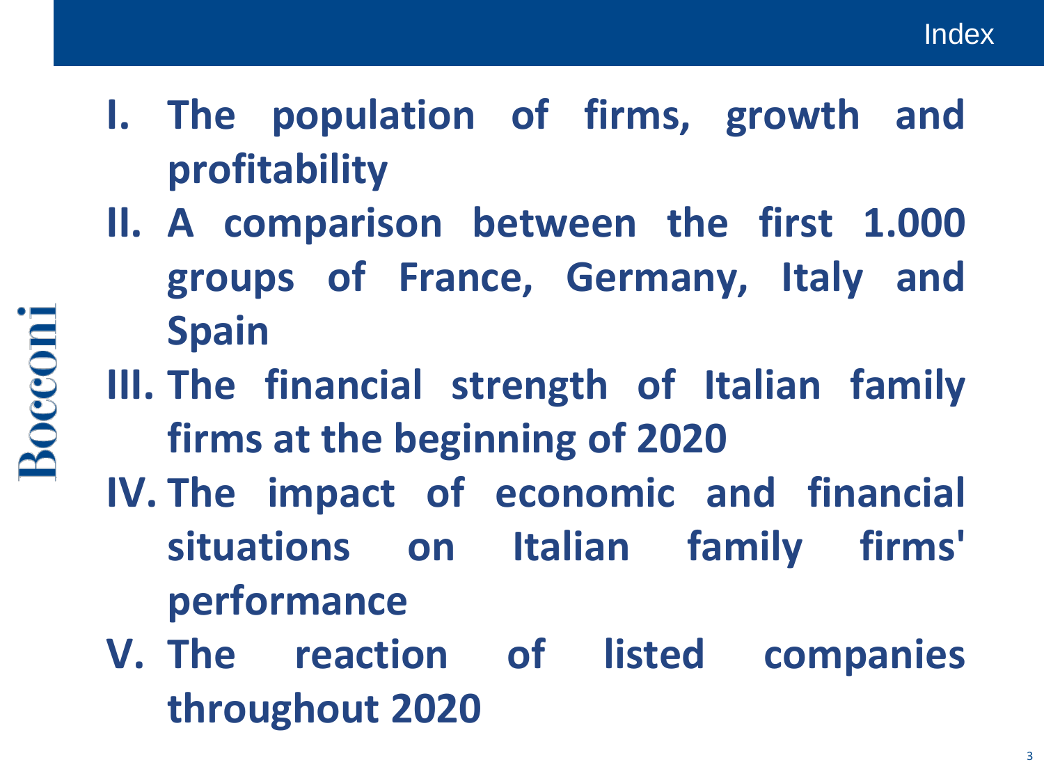## Index

**I. The population of firms, growth and profitability**

**II. A comparison between the first 1.000 groups of France, Germany, Italy and Spain**

**III. The financial strength of Italian family firms at the beginning of 2020**

**IV. The impact of economic and financial situations on Italian family firms' performance**

**V. The reaction of listed companies throughout 2020**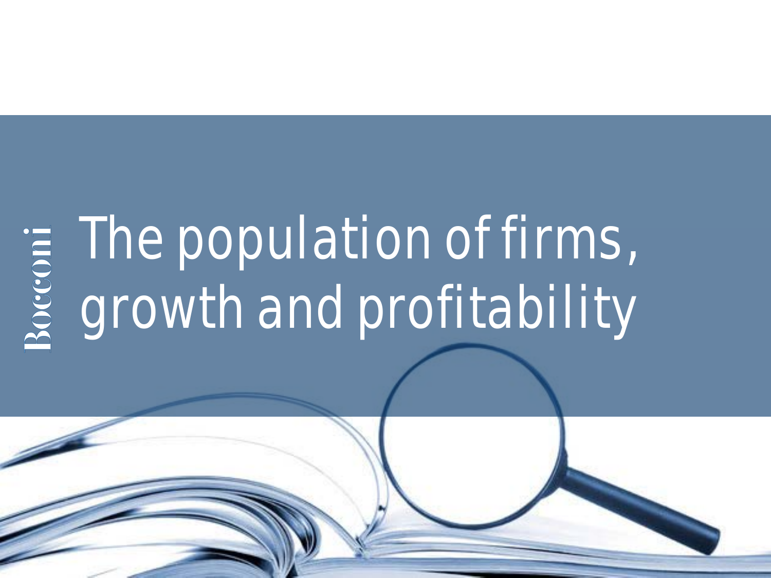# The population of firms, growth and profitability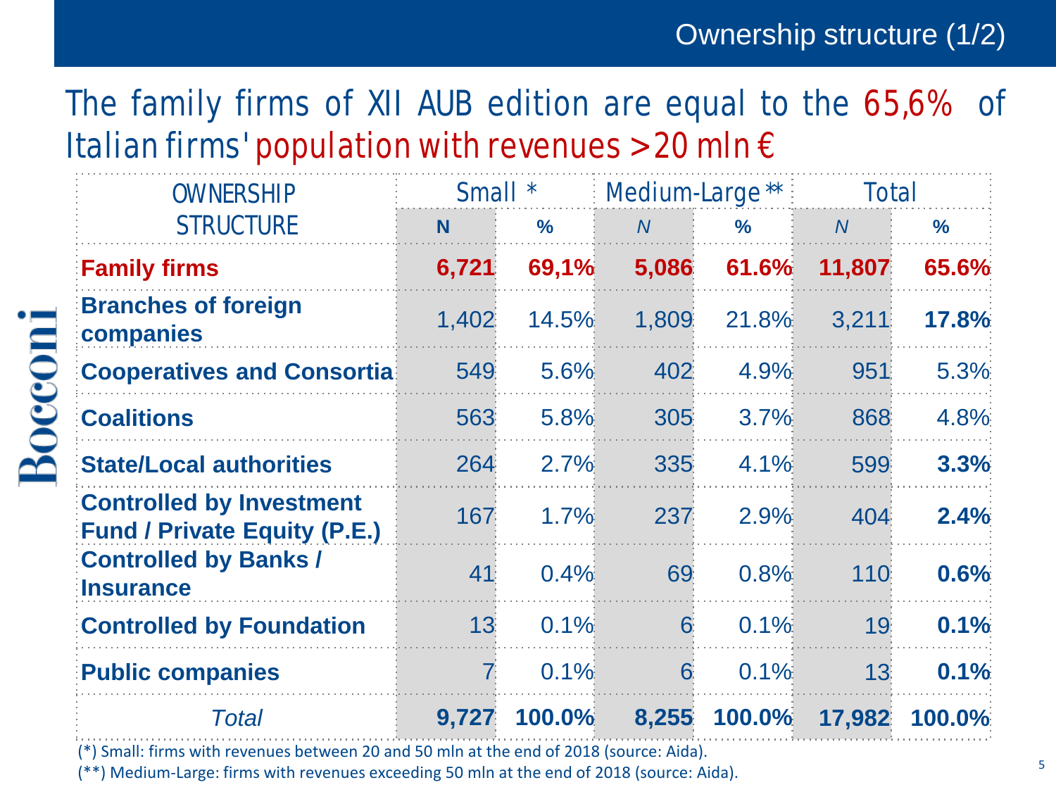## Ownership structure (1/2)

The family firms of XII AUB edition are equal to the 65,6% of Italian firms' population with revenues >20 mln €

| OWNERSHIP STRUCTURE | Small * | | Medium-Large ** | | Total | |
|---|---|---|---|---|---|---|
| | **N** | **%** | *N* | **%** | *N* | **%** |
| **Family firms** | **6,721** | **69,1%** | **5,086** | **61.6%** | **11,807** | **65.6%** |
| **Branches of foreign companies** | 1,402 | 14.5% | 1,809 | 21.8% | 3,211 | **17.8%** |
| **Cooperatives and Consortia** | 549 | 5.6% | 402 | 4.9% | 951 | 5.3% |
| **Coalitions** | 563 | 5.8% | 305 | 3.7% | 868 | 4.8% |
| **State/Local authorities** | 264 | 2.7% | 335 | 4.1% | 599 | **3.3%** |
| **Controlled by Investment Fund / Private Equity (P.E.)** | 167 | 1.7% | 237 | 2.9% | 404 | **2.4%** |
| **Controlled by Banks / Insurance** | 41 | 0.4% | 69 | 0.8% | 110 | **0.6%** |
| **Controlled by Foundation** | 13 | 0.1% | 6 | 0.1% | 19 | **0.1%** |
| **Public companies** | 7 | 0.1% | 6 | 0.1% | 13 | **0.1%** |
| *Total* | **9,727** | **100.0%** | **8,255** | **100.0%** | **17,982** | **100.0%** |

(*) Small: firms with revenues between 20 and 50 mln at the end of 2018 (source: Aida).

(**) Medium-Large: firms with revenues exceeding 50 mln at the end of 2018 (source: Aida).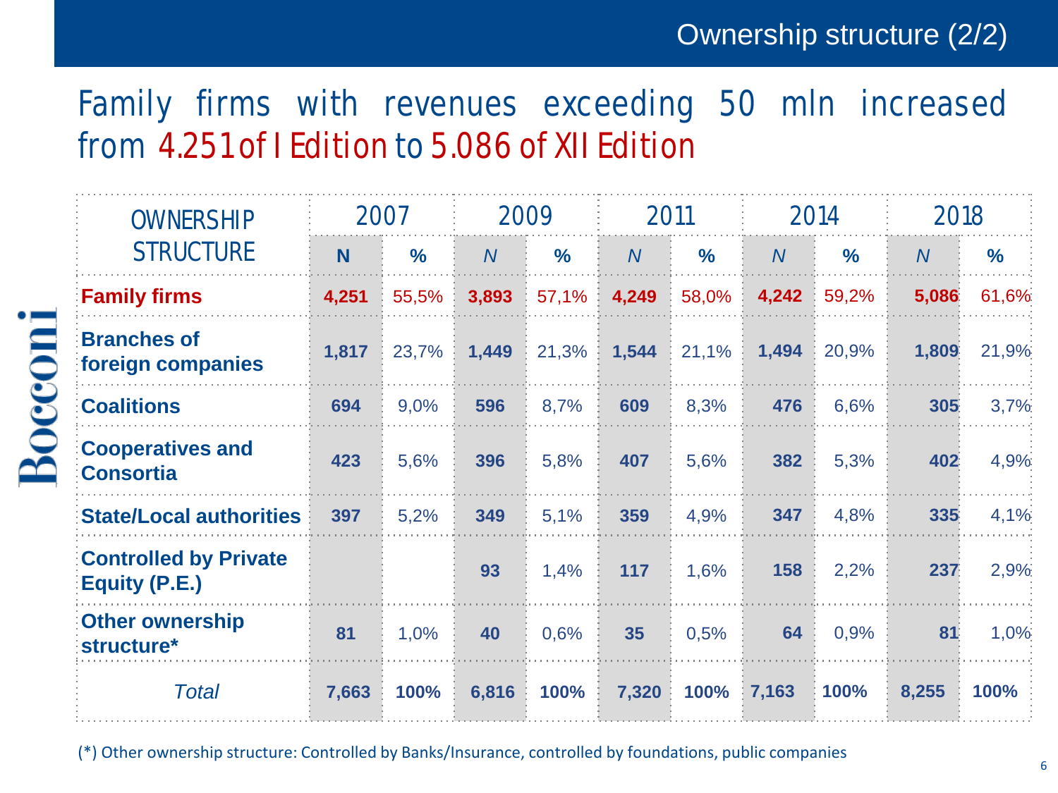# Ownership structure (2/2)

## Family firms with revenues exceeding 50 mln increased from 4.251 of I Edition to 5.086 of XII Edition

| OWNERSHIP STRUCTURE | 2007 | | 2009 | | 2011 | | 2014 | | 2018 | |
|---|---|---|---|---|---|---|---|---|---|---|
| | **N** | **%** | *N* | **%** | *N* | **%** | *N* | **%** | *N* | **%** |
| **Family firms** | **4,251** | 55,5% | **3,893** | 57,1% | **4,249** | 58,0% | **4,242** | 59,2% | **5,086** | 61,6% |
| **Branches of foreign companies** | **1,817** | 23,7% | **1,449** | 21,3% | **1,544** | 21,1% | **1,494** | 20,9% | **1,809** | 21,9% |
| **Coalitions** | **694** | 9,0% | **596** | 8,7% | **609** | 8,3% | **476** | 6,6% | **305** | 3,7% |
| **Cooperatives and Consortia** | **423** | 5,6% | **396** | 5,8% | **407** | 5,6% | **382** | 5,3% | **402** | 4,9% |
| **State/Local authorities** | **397** | 5,2% | **349** | 5,1% | **359** | 4,9% | **347** | 4,8% | **335** | 4,1% |
| **Controlled by Private Equity (P.E.)** | | | **93** | 1,4% | **117** | 1,6% | **158** | 2,2% | **237** | 2,9% |
| **Other ownership structure*** | **81** | 1,0% | **40** | 0,6% | **35** | 0,5% | **64** | 0,9% | **81** | 1,0% |
| *Total* | **7,663** | **100%** | **6,816** | **100%** | **7,320** | **100%** | **7,163** | **100%** | **8,255** | **100%** |

(*) Other ownership structure: Controlled by Banks/Insurance, controlled by foundations, public companies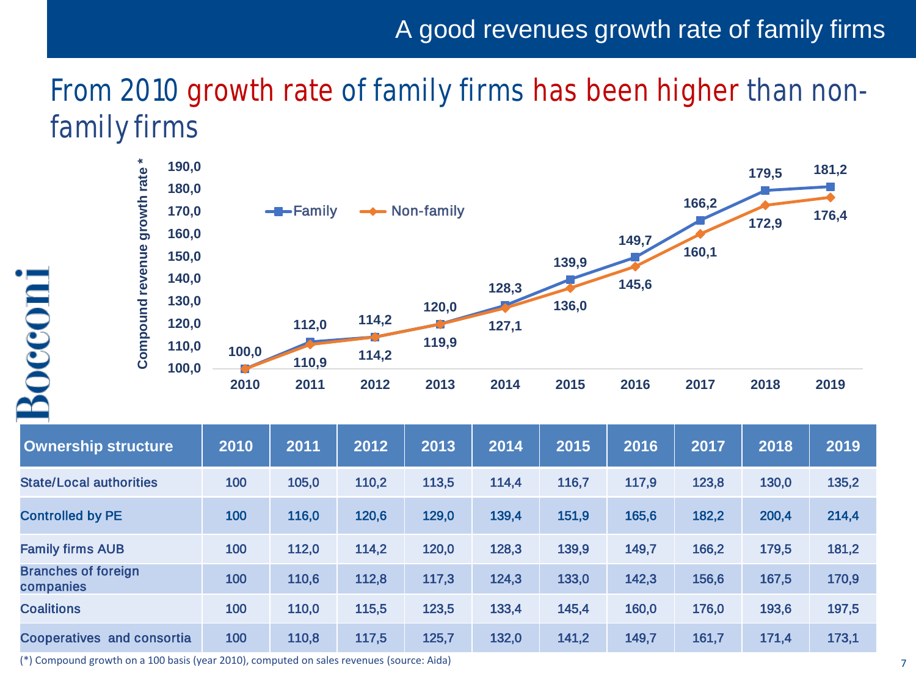# A good revenues growth rate of family firms

## From 2010 growth rate of family firms has been higher than non-family firms

Compound revenue growth rate*

| | 2010 | 2011 | 2012 | 2013 | 2014 | 2015 | 2016 | 2017 | 2018 | 2019 |
|---|---|---|---|---|---|---|---|---|---|---|
| Family | 100,0 | 112,0 | 114,2 | 120,0 | 128,3 | 139,9 | 149,7 | 166,2 | 179,5 | 181,2 |
| Non-family | 100,0 | 110,9 | 114,2 | 119,9 | 127,1 | 136,0 | 145,6 | 160,1 | 172,9 | 176,4 |

| Ownership structure | 2010 | 2011 | 2012 | 2013 | 2014 | 2015 | 2016 | 2017 | 2018 | 2019 |
|---|---|---|---|---|---|---|---|---|---|---|
| State/Local authorities | 100 | 105,0 | 110,2 | 113,5 | 114,4 | 116,7 | 117,9 | 123,8 | 130,0 | 135,2 |
| Controlled by PE | 100 | 116,0 | 120,6 | 129,0 | 139,4 | 151,9 | 165,6 | 182,2 | 200,4 | 214,4 |
| Family firms AUB | 100 | 112,0 | 114,2 | 120,0 | 128,3 | 139,9 | 149,7 | 166,2 | 179,5 | 181,2 |
| Branches of foreign companies | 100 | 110,6 | 112,8 | 117,3 | 124,3 | 133,0 | 142,3 | 156,6 | 167,5 | 170,9 |
| Coalitions | 100 | 110,0 | 115,5 | 123,5 | 133,4 | 145,4 | 160,0 | 176,0 | 193,6 | 197,5 |
| Cooperatives and consortia | 100 | 110,8 | 117,5 | 125,7 | 132,0 | 141,2 | 149,7 | 161,7 | 171,4 | 173,1 |

(*) Compound growth on a 100 basis (year 2010), computed on sales revenues (source: Aida)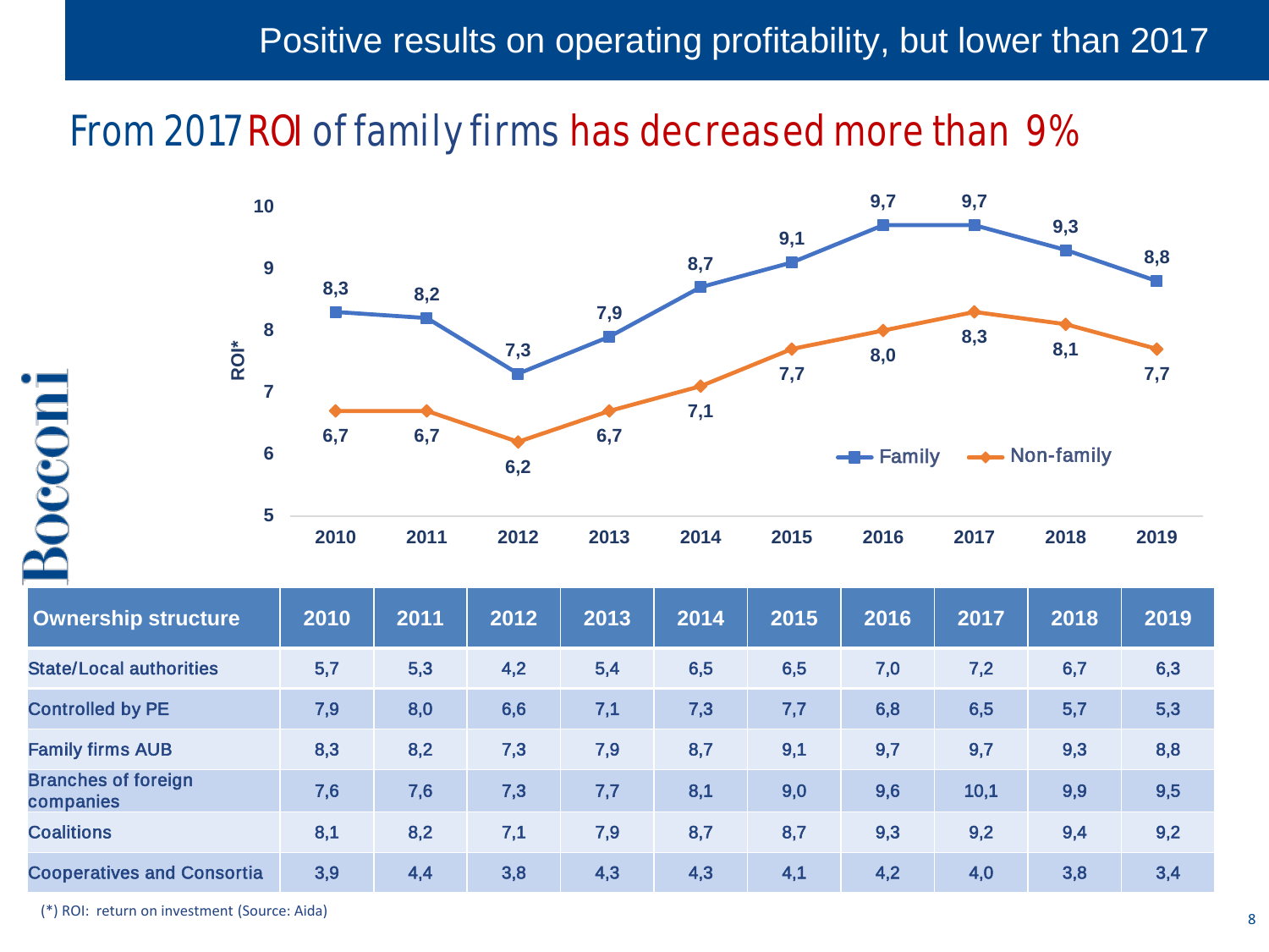# Positive results on operating profitability, but lower than 2017

## From 2017 ROI of family firms has decreased more than 9%

| Ownership structure | 2010 | 2011 | 2012 | 2013 | 2014 | 2015 | 2016 | 2017 | 2018 | 2019 |
|---|---|---|---|---|---|---|---|---|---|---|
| State/Local authorities | 5,7 | 5,3 | 4,2 | 5,4 | 6,5 | 6,5 | 7,0 | 7,2 | 6,7 | 6,3 |
| Controlled by PE | 7,9 | 8,0 | 6,6 | 7,1 | 7,3 | 7,7 | 6,8 | 6,5 | 5,7 | 5,3 |
| Family firms AUB | 8,3 | 8,2 | 7,3 | 7,9 | 8,7 | 9,1 | 9,7 | 9,7 | 9,3 | 8,8 |
| Branches of foreign companies | 7,6 | 7,6 | 7,3 | 7,7 | 8,1 | 9,0 | 9,6 | 10,1 | 9,9 | 9,5 |
| Coalitions | 8,1 | 8,2 | 7,1 | 7,9 | 8,7 | 8,7 | 9,3 | 9,2 | 9,4 | 9,2 |
| Cooperatives and Consortia | 3,9 | 4,4 | 3,8 | 4,3 | 4,3 | 4,1 | 4,2 | 4,0 | 3,8 | 3,4 |

(*) ROI: return on investment (Source: Aida)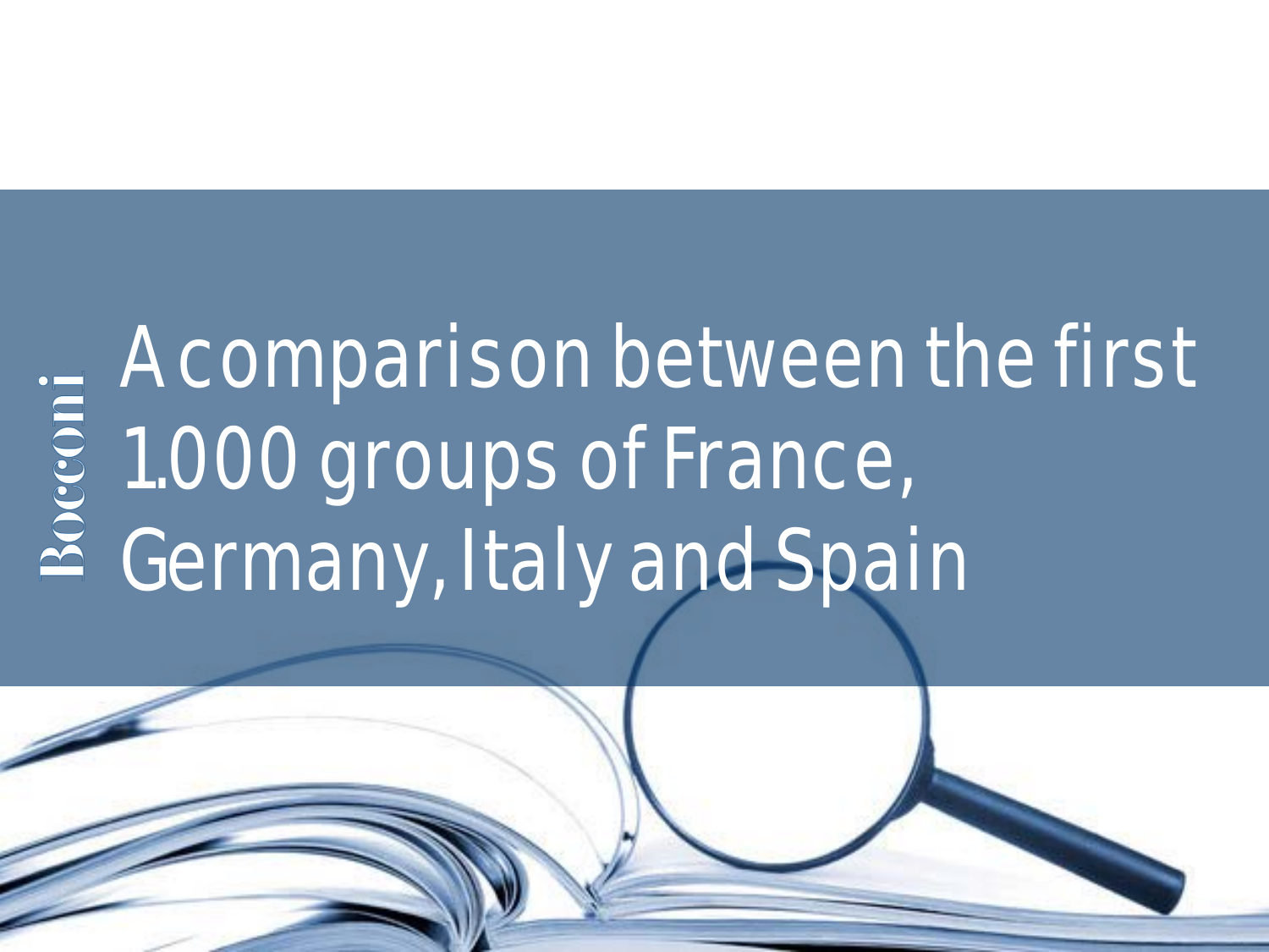# A comparison between the first 1.000 groups of France, Germany, Italy and Spain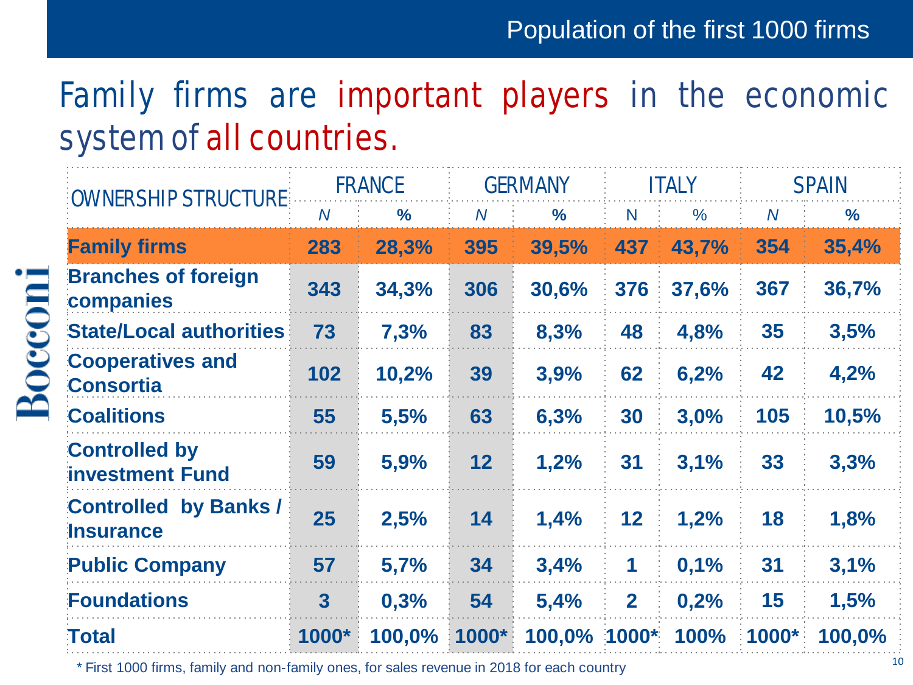Population of the first 1000 firms

# Family firms are important players in the economic system of all countries.

| OWNERSHIP STRUCTURE | FRANCE | | GERMANY | | ITALY | | SPAIN | |
|---|---|---|---|---|---|---|---|---|
| | *N* | % | *N* | % | N | % | *N* | % |
| **Family firms** | **283** | **28,3%** | **395** | **39,5%** | **437** | **43,7%** | **354** | **35,4%** |
| **Branches of foreign companies** | **343** | **34,3%** | **306** | **30,6%** | **376** | **37,6%** | **367** | **36,7%** |
| **State/Local authorities** | **73** | **7,3%** | **83** | **8,3%** | **48** | **4,8%** | **35** | **3,5%** |
| **Cooperatives and Consortia** | **102** | **10,2%** | **39** | **3,9%** | **62** | **6,2%** | **42** | **4,2%** |
| **Coalitions** | **55** | **5,5%** | **63** | **6,3%** | **30** | **3,0%** | **105** | **10,5%** |
| **Controlled by investment Fund** | **59** | **5,9%** | **12** | **1,2%** | **31** | **3,1%** | **33** | **3,3%** |
| **Controlled by Banks / Insurance** | **25** | **2,5%** | **14** | **1,4%** | **12** | **1,2%** | **18** | **1,8%** |
| **Public Company** | **57** | **5,7%** | **34** | **3,4%** | **1** | **0,1%** | **31** | **3,1%** |
| **Foundations** | **3** | **0,3%** | **54** | **5,4%** | **2** | **0,2%** | **15** | **1,5%** |
| **Total** | **1000*** | **100,0%** | **1000*** | **100,0%** | **1000*** | **100%** | **1000*** | **100,0%** |

\* First 1000 firms, family and non-family ones, for sales revenue in 2018 for each country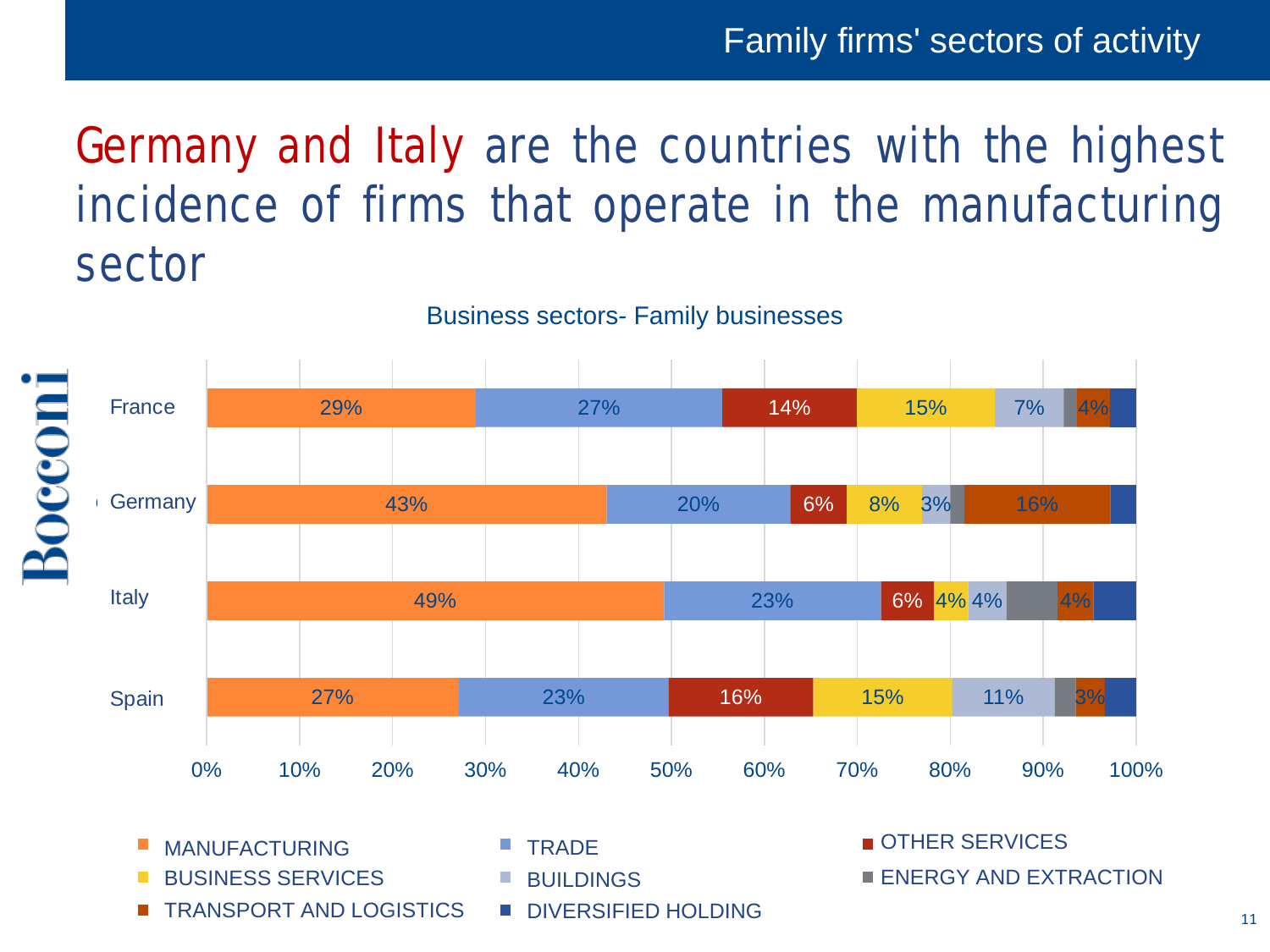## Family firms' sectors of activity

# Germany and Italy are the countries with the highest incidence of firms that operate in the manufacturing sector

**Business sectors- Family businesses**

| | MANUFACTURING | TRADE | OTHER SERVICES | BUSINESS SERVICES | BUILDINGS | ENERGY AND EXTRACTION | TRANSPORT AND LOGISTICS | DIVERSIFIED HOLDING |
|---|---|---|---|---|---|---|---|---|
| France | 29% | 27% | 14% | 15% | 7% | | 4% | |
| Germany | 43% | 20% | 6% | 8% | 3% | | 16% | |
| Italy | 49% | 23% | 6% | 4% | 4% | | 4% | |
| Spain | 27% | 23% | 16% | 15% | 11% | | 3% | |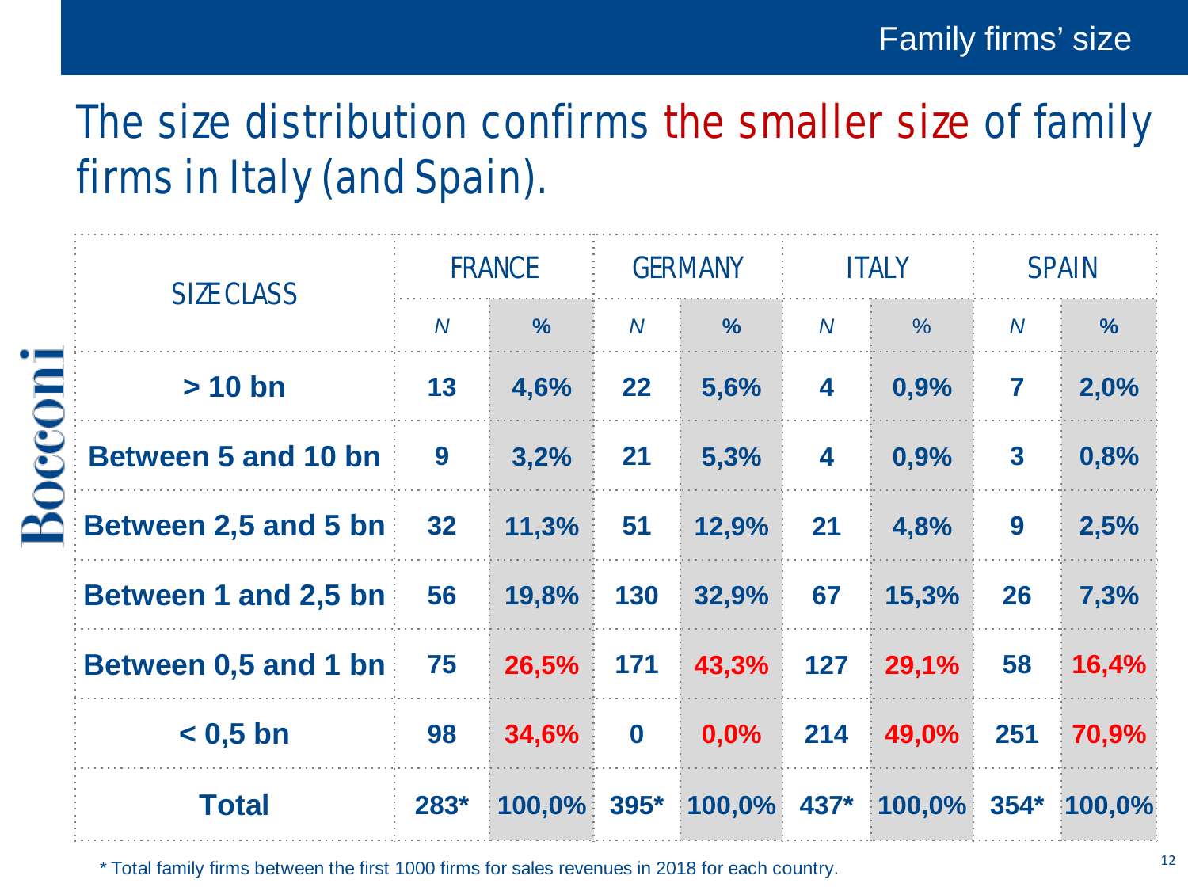# Family firms' size

## The size distribution confirms the smaller size of family firms in Italy (and Spain).

| SIZE CLASS | FRANCE | | GERMANY | | ITALY | | SPAIN | |
|---|---|---|---|---|---|---|---|---|
| | *N* | **%** | *N* | **%** | *N* | % | *N* | **%** |
| **> 10 bn** | **13** | **4,6%** | **22** | **5,6%** | **4** | **0,9%** | **7** | **2,0%** |
| **Between 5 and 10 bn** | **9** | **3,2%** | **21** | **5,3%** | **4** | **0,9%** | **3** | **0,8%** |
| **Between 2,5 and 5 bn** | **32** | **11,3%** | **51** | **12,9%** | **21** | **4,8%** | **9** | **2,5%** |
| **Between 1 and 2,5 bn** | **56** | **19,8%** | **130** | **32,9%** | **67** | **15,3%** | **26** | **7,3%** |
| **Between 0,5 and 1 bn** | **75** | **26,5%** | **171** | **43,3%** | **127** | **29,1%** | **58** | **16,4%** |
| **< 0,5 bn** | **98** | **34,6%** | **0** | **0,0%** | **214** | **49,0%** | **251** | **70,9%** |
| **Total** | **283*** | **100,0%** | **395*** | **100,0%** | **437*** | **100,0%** | **354*** | **100,0%** |

\* Total family firms between the first 1000 firms for sales revenues in 2018 for each country.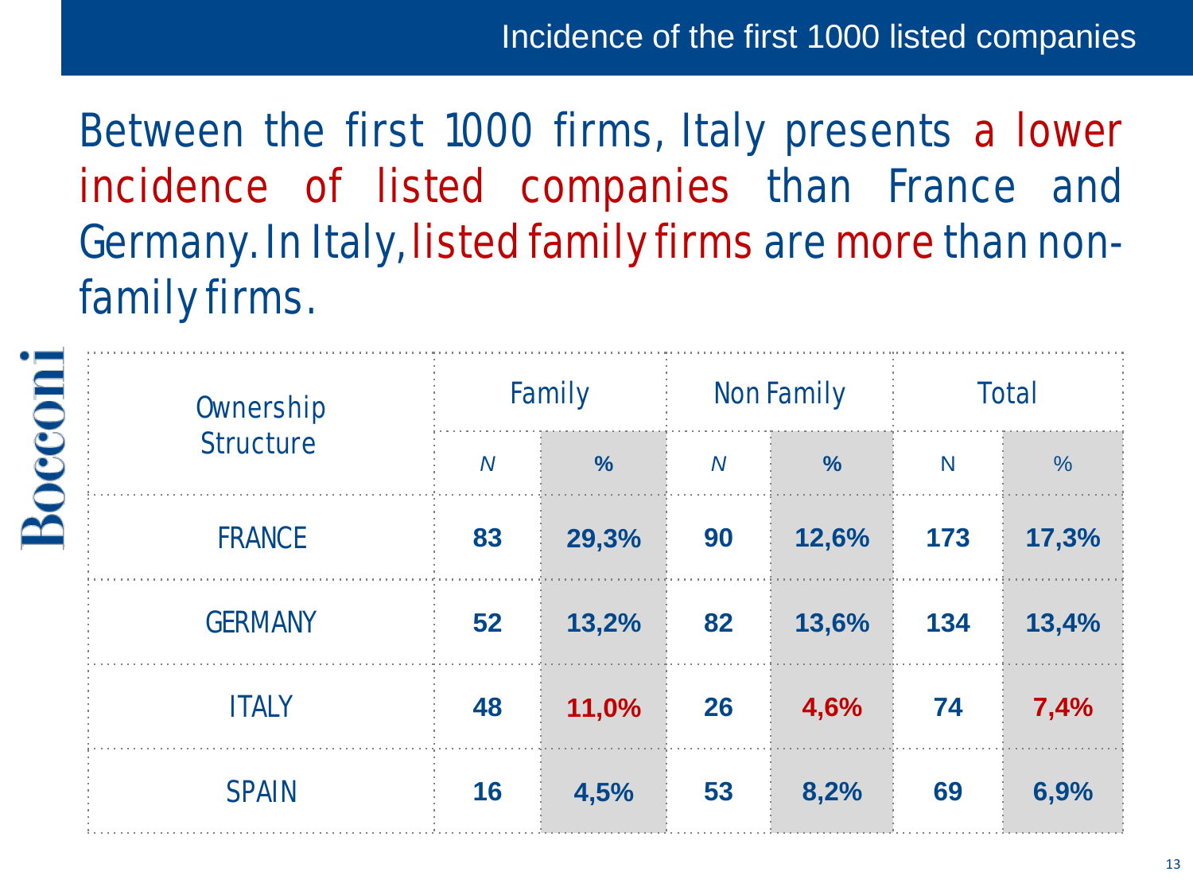## Incidence of the first 1000 listed companies

Between the first 1000 firms, Italy presents a lower incidence of listed companies than France and Germany. In Italy, listed family firms are more than non-family firms.

| Ownership Structure | Family | | Non Family | | Total | |
|---|---|---|---|---|---|---|
| | *N* | % | *N* | % | N | % |
| FRANCE | **83** | **29,3%** | **90** | **12,6%** | **173** | **17,3%** |
| GERMANY | **52** | **13,2%** | **82** | **13,6%** | **134** | **13,4%** |
| ITALY | **48** | **11,0%** | **26** | **4,6%** | **74** | **7,4%** |
| SPAIN | **16** | **4,5%** | **53** | **8,2%** | **69** | **6,9%** |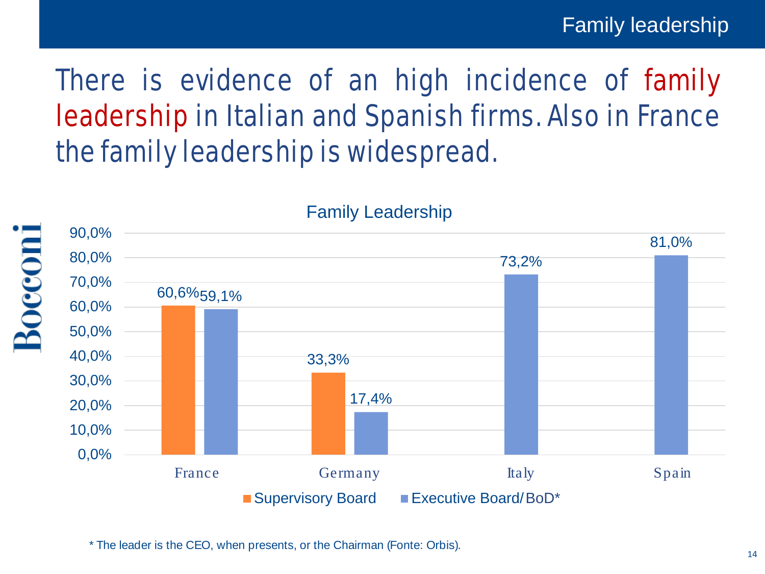# Family leadership

There is evidence of an high incidence of family leadership in Italian and Spanish firms. Also in France the family leadership is widespread.

**Family Leadership**

| | Supervisory Board | Executive Board/BoD* |
|---|---|---|
| France | 60,6% | 59,1% |
| Germany | 33,3% | 17,4% |
| Italy | | 73,2% |
| Spain | | 81,0% |

\* The leader is the CEO, when presents, or the Chairman (Fonte: Orbis).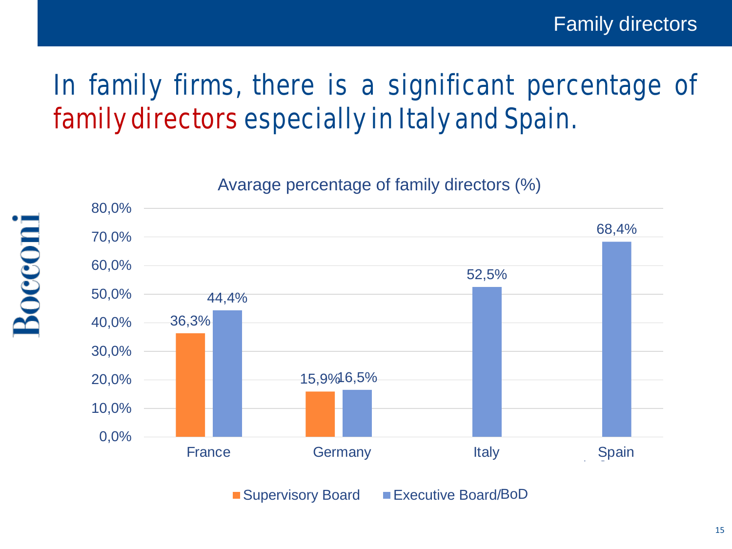# Family directors

In family firms, there is a significant percentage of family directors especially in Italy and Spain.

Avarage percentage of family directors (%)

| | Supervisory Board | Executive Board/BoD |
|---|---|---|
| France | 36,3% | 44,4% |
| Germany | 15,9% | 16,5% |
| Italy | | 52,5% |
| Spain | | 68,4% |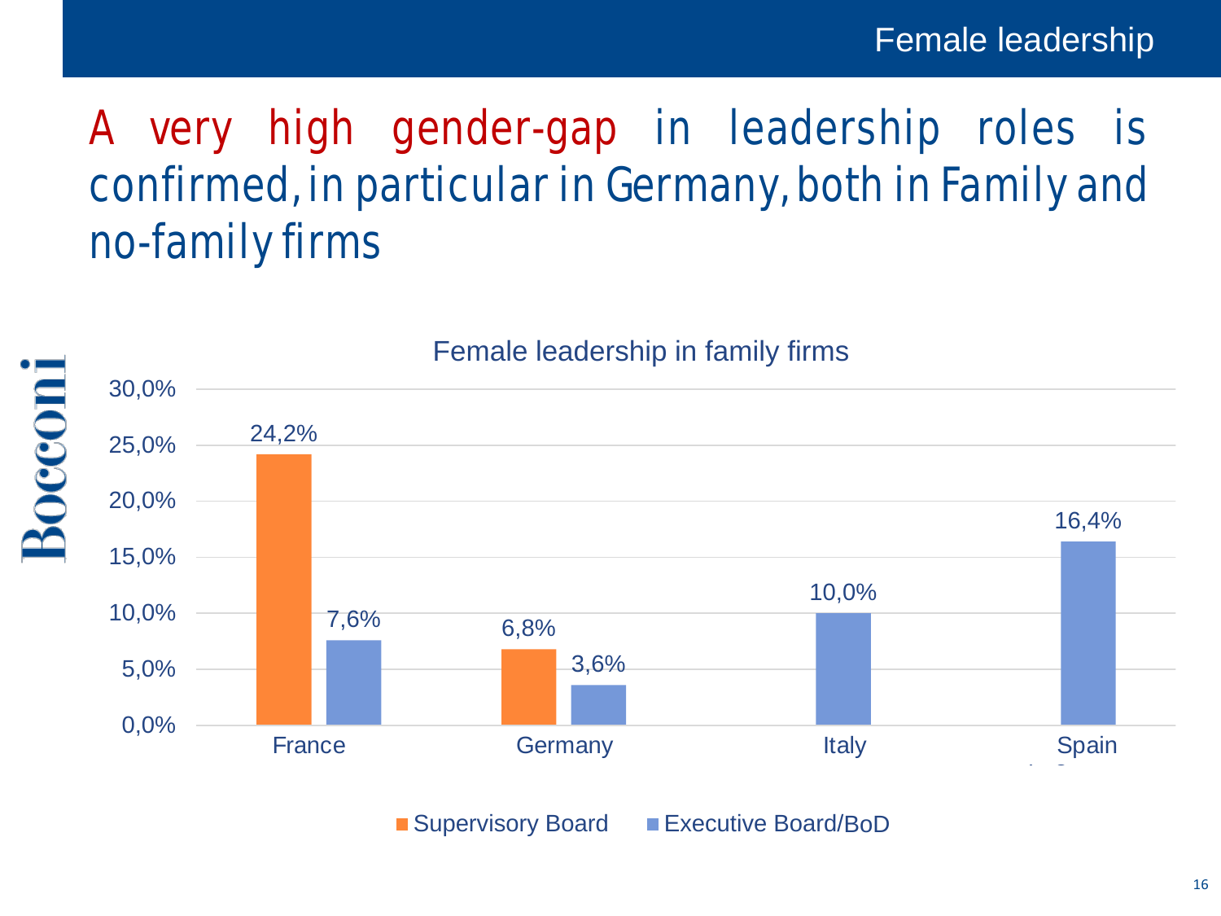# A very high gender-gap in leadership roles is confirmed, in particular in Germany, both in Family and no-family firms

**Female leadership in family firms**

| Country | Supervisory Board | Executive Board/BoD |
|---|---|---|
| France | 24,2% | 7,6% |
| Germany | 6,8% | 3,6% |
| Italy | | 10,0% |
| Spain | | 16,4% |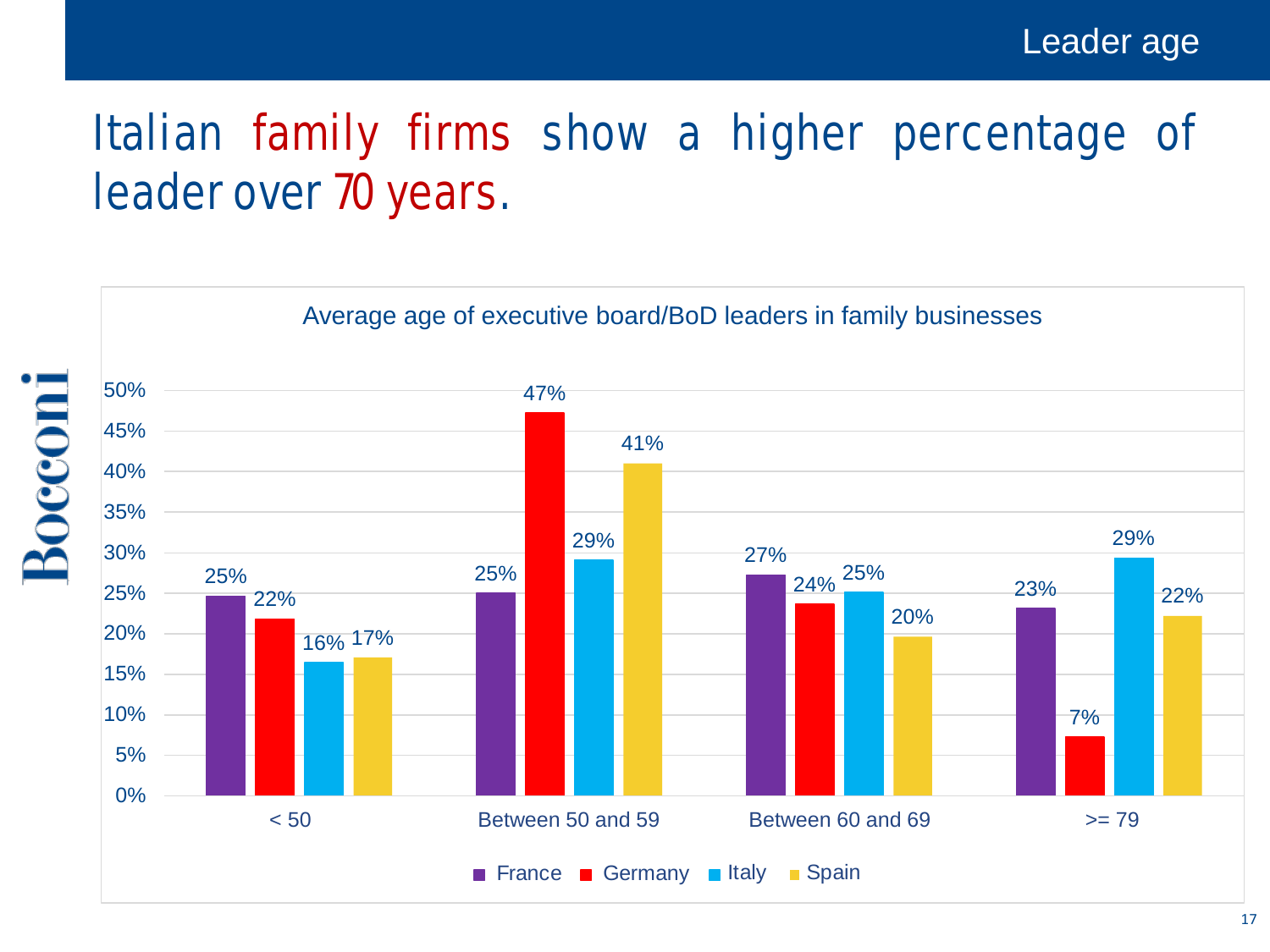# Leader age

## Italian family firms show a higher percentage of leader over 70 years.

**Average age of executive board/BoD leaders in family businesses**

| | France | Germany | Italy | Spain |
|---|---|---|---|---|
| < 50 | 25% | 22% | 16% | 17% |
| Between 50 and 59 | 25% | 47% | 29% | 41% |
| Between 60 and 69 | 27% | 24% | 25% | 20% |
| >= 79 | 23% | 7% | 29% | 22% |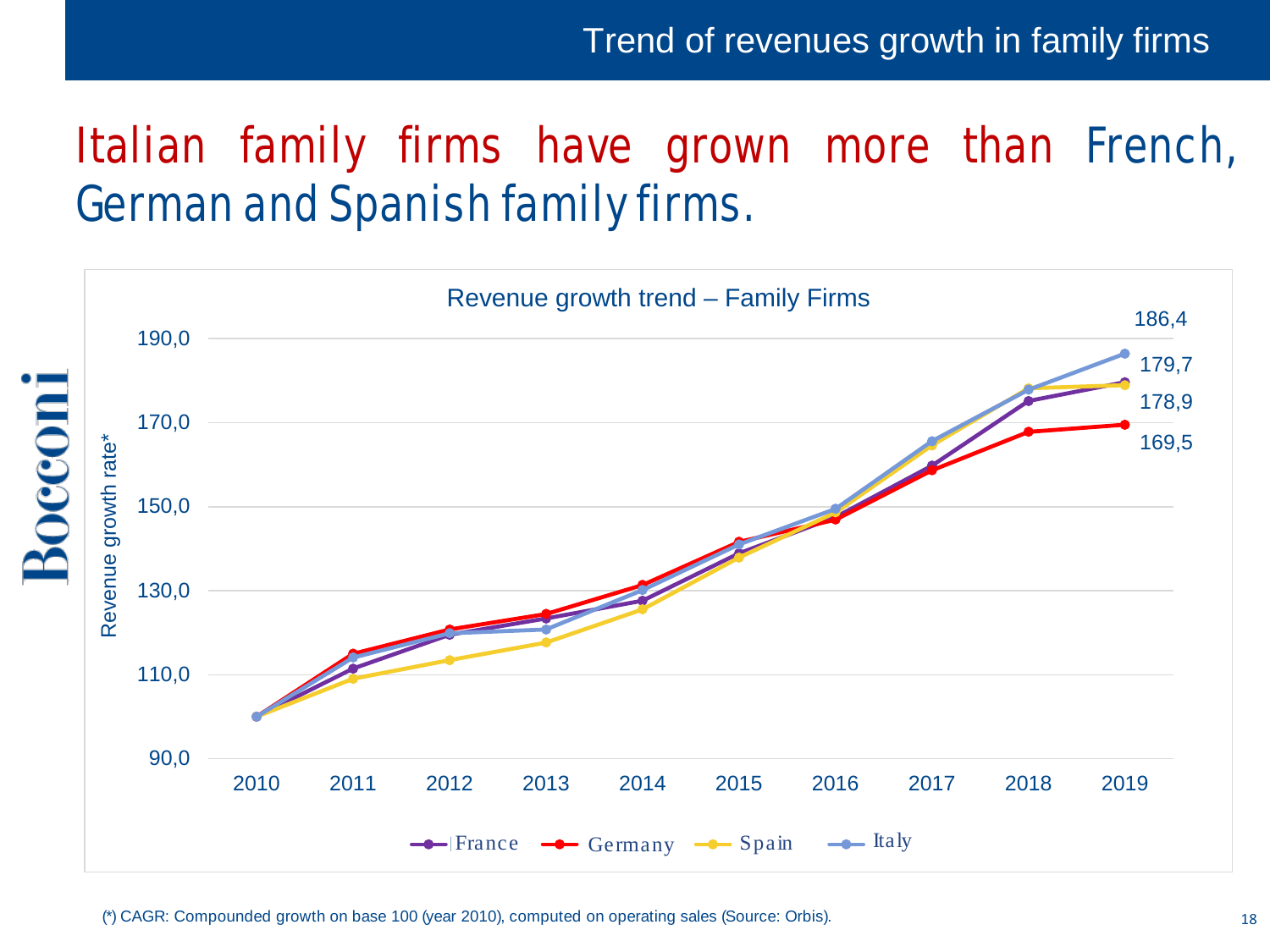## Trend of revenues growth in family firms

# Italian family firms have grown more than French, German and Spanish family firms.

Revenue growth trend – Family Firms

| | 2019 |
|---|---|
| Italy | 186,4 |
| France | 179,7 |
| Spain | 178,9 |
| Germany | 169,5 |

(*) CAGR: Compounded growth on base 100 (year 2010), computed on operating sales (Source: Orbis).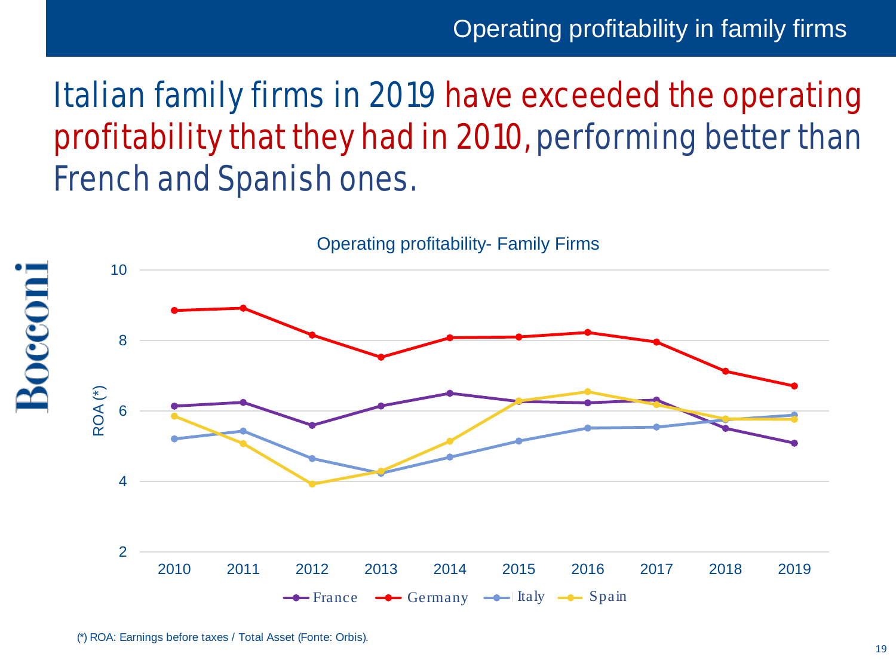# Operating profitability in family firms

## Italian family firms in 2019 have exceeded the operating profitability that they had in 2010, performing better than French and Spanish ones.

Operating profitability- Family Firms

(*) ROA: Earnings before taxes / Total Asset (Fonte: Orbis).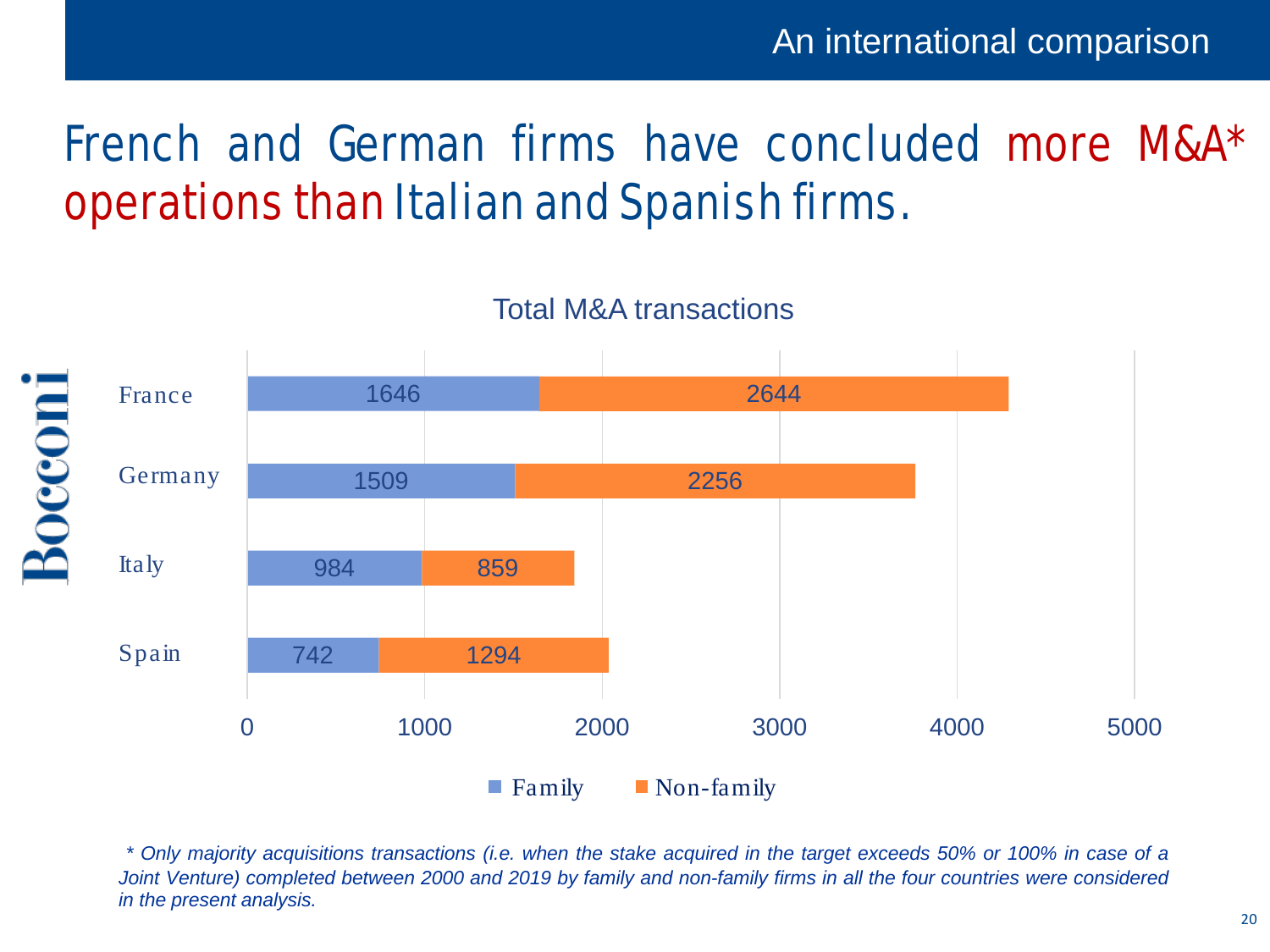## An international comparison

# French and German firms have concluded more M&A* operations than Italian and Spanish firms.

**Total M&A transactions**

| Country | Family | Non-family |
|---|---|---|
| France | 1646 | 2644 |
| Germany | 1509 | 2256 |
| Italy | 984 | 859 |
| Spain | 742 | 1294 |

*\* Only majority acquisitions transactions (i.e. when the stake acquired in the target exceeds 50% or 100% in case of a Joint Venture) completed between 2000 and 2019 by family and non-family firms in all the four countries were considered in the present analysis.*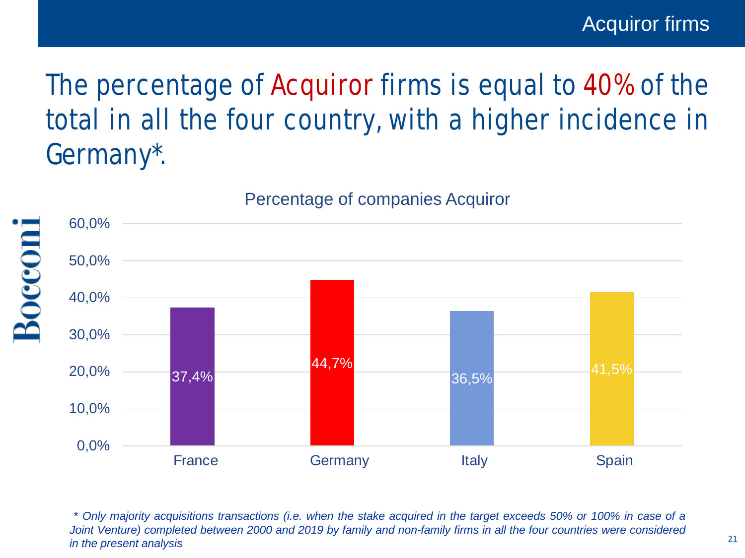Acquiror firms

# The percentage of Acquiror firms is equal to 40% of the total in all the four country, with a higher incidence in Germany*.

Percentage of companies Acquiror

| Country | Percentage |
|---|---|
| France | 37,4% |
| Germany | 44,7% |
| Italy | 36,5% |
| Spain | 41,5% |

*\* Only majority acquisitions transactions (i.e. when the stake acquired in the target exceeds 50% or 100% in case of a Joint Venture) completed between 2000 and 2019 by family and non-family firms in all the four countries were considered in the present analysis*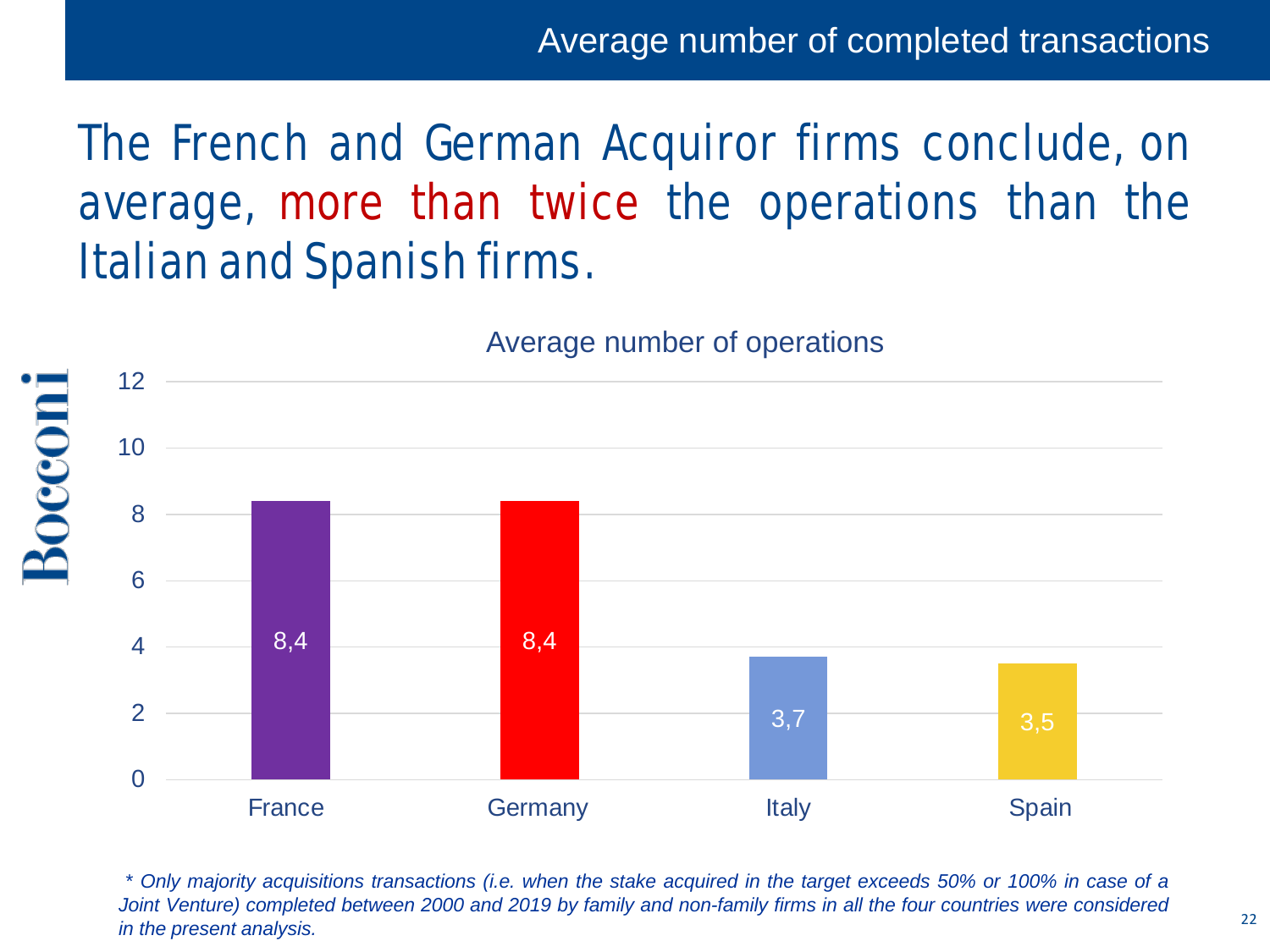## Average number of completed transactions

# The French and German Acquiror firms conclude, on average, more than twice the operations than the Italian and Spanish firms.

**Average number of operations**

| Country | Average number of operations |
|---|---|
| France | 8,4 |
| Germany | 8,4 |
| Italy | 3,7 |
| Spain | 3,5 |

*\* Only majority acquisitions transactions (i.e. when the stake acquired in the target exceeds 50% or 100% in case of a Joint Venture) completed between 2000 and 2019 by family and non-family firms in all the four countries were considered in the present analysis.*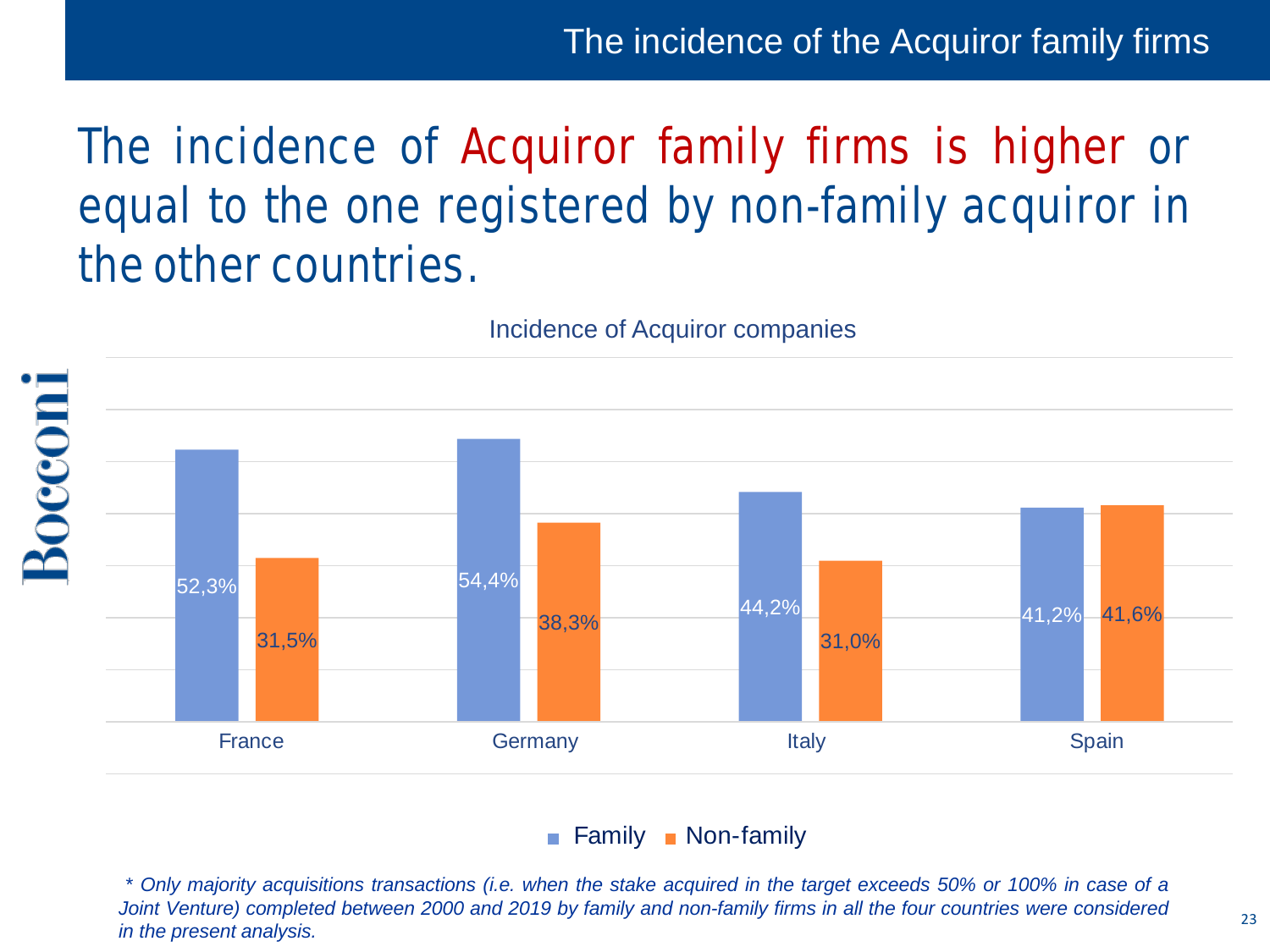## The incidence of the Acquiror family firms

# The incidence of Acquiror family firms is higher or equal to the one registered by non-family acquiror in the other countries.

**Incidence of Acquiror companies**

| | Family | Non-family |
|---|---|---|
| France | 52,3% | 31,5% |
| Germany | 54,4% | 38,3% |
| Italy | 44,2% | 31,0% |
| Spain | 41,2% | 41,6% |

*\* Only majority acquisitions transactions (i.e. when the stake acquired in the target exceeds 50% or 100% in case of a Joint Venture) completed between 2000 and 2019 by family and non-family firms in all the four countries were considered in the present analysis.*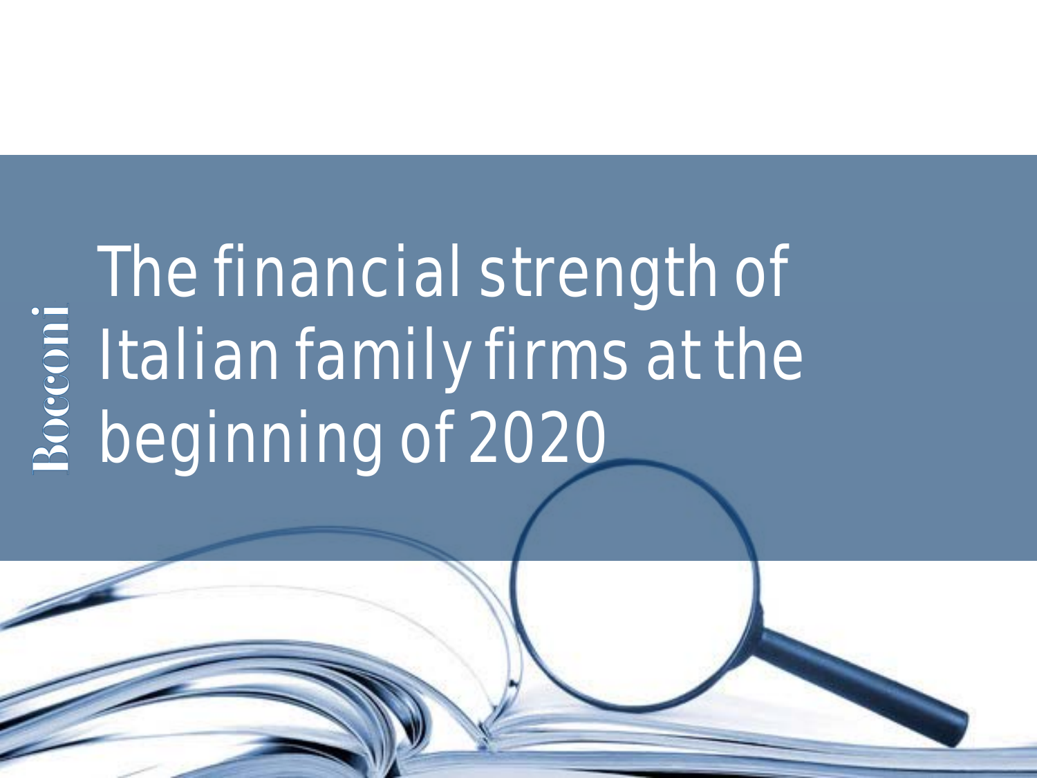# The financial strength of Italian family firms at the beginning of 2020

Bocconi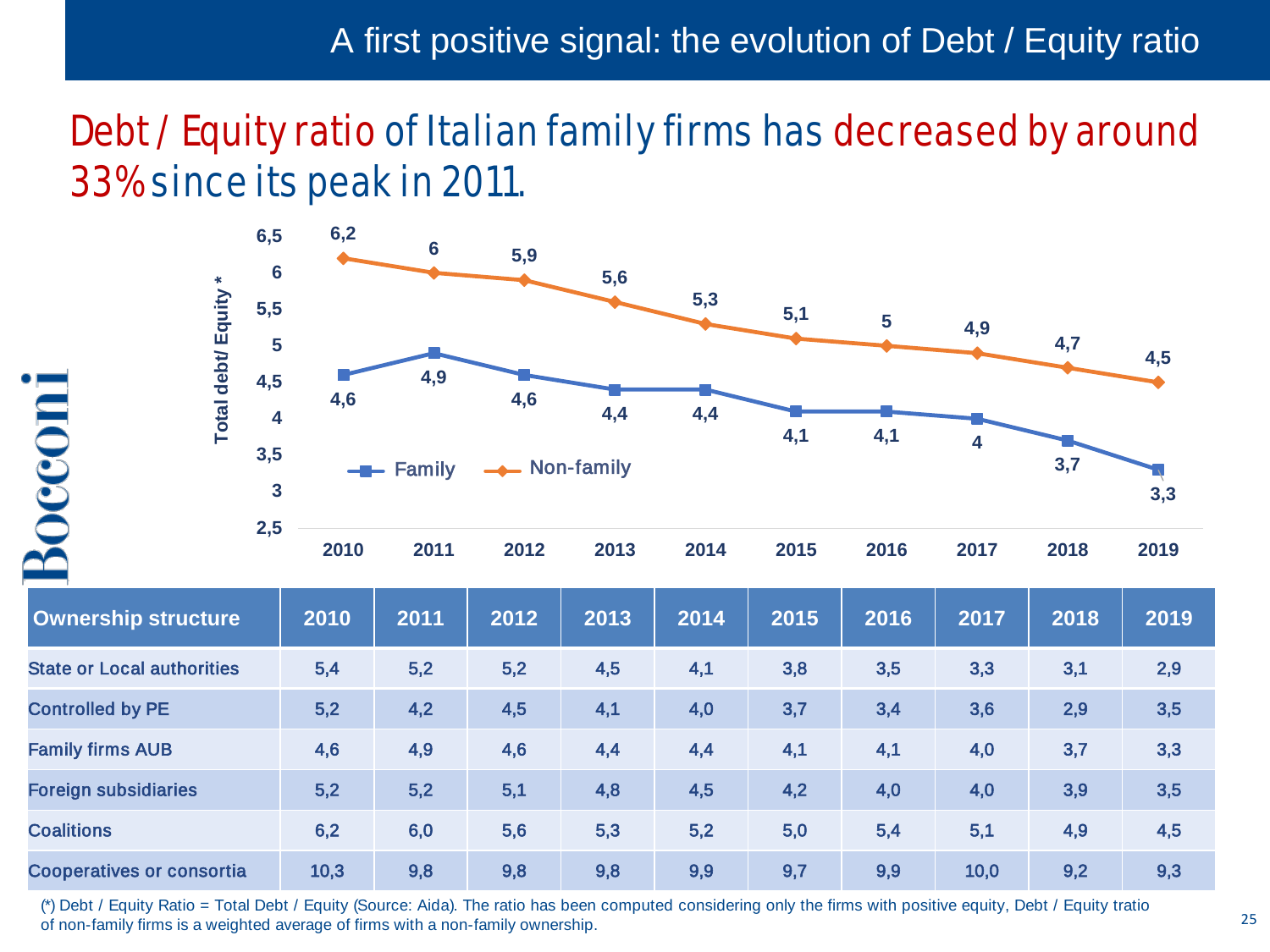# A first positive signal: the evolution of Debt / Equity ratio

## Debt / Equity ratio of Italian family firms has decreased by around 33% since its peak in 2011.

Total debt/ Equity *

| | 2010 | 2011 | 2012 | 2013 | 2014 | 2015 | 2016 | 2017 | 2018 | 2019 |
|---|---|---|---|---|---|---|---|---|---|---|
| Family | 4,6 | 4,9 | 4,6 | 4,4 | 4,4 | 4,1 | 4,1 | 4 | 3,7 | 3,3 |
| Non-family | 6,2 | 6 | 5,9 | 5,6 | 5,3 | 5,1 | 5 | 4,9 | 4,7 | 4,5 |

| Ownership structure | 2010 | 2011 | 2012 | 2013 | 2014 | 2015 | 2016 | 2017 | 2018 | 2019 |
|---|---|---|---|---|---|---|---|---|---|---|
| State or Local authorities | 5,4 | 5,2 | 5,2 | 4,5 | 4,1 | 3,8 | 3,5 | 3,3 | 3,1 | 2,9 |
| Controlled by PE | 5,2 | 4,2 | 4,5 | 4,1 | 4,0 | 3,7 | 3,4 | 3,6 | 2,9 | 3,5 |
| Family firms AUB | 4,6 | 4,9 | 4,6 | 4,4 | 4,4 | 4,1 | 4,1 | 4,0 | 3,7 | 3,3 |
| Foreign subsidiaries | 5,2 | 5,2 | 5,1 | 4,8 | 4,5 | 4,2 | 4,0 | 4,0 | 3,9 | 3,5 |
| Coalitions | 6,2 | 6,0 | 5,6 | 5,3 | 5,2 | 5,0 | 5,4 | 5,1 | 4,9 | 4,5 |
| Cooperatives or consortia | 10,3 | 9,8 | 9,8 | 9,8 | 9,9 | 9,7 | 9,9 | 10,0 | 9,2 | 9,3 |

(*) Debt / Equity Ratio = Total Debt / Equity (Source: Aida). The ratio has been computed considering only the firms with positive equity, Debt / Equity tratio of non-family firms is a weighted average of firms with a non-family ownership.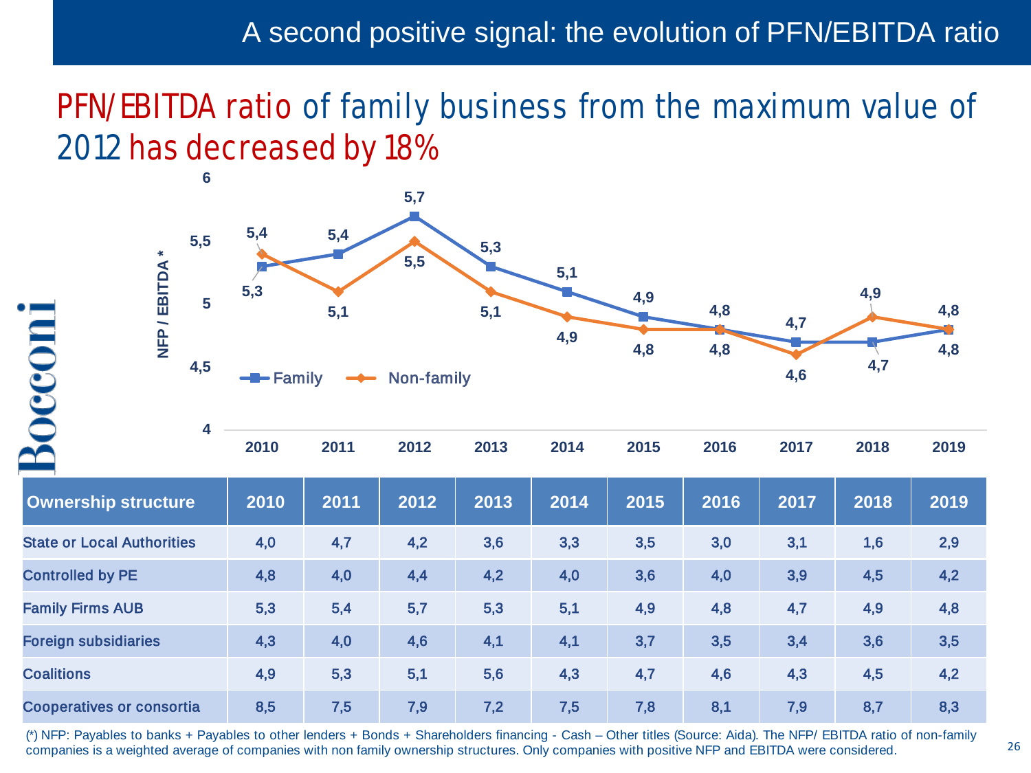# A second positive signal: the evolution of PFN/EBITDA ratio

## PFN/EBITDA ratio of family business from the maximum value of 2012 has decreased by 18%

| Year | 2010 | 2011 | 2012 | 2013 | 2014 | 2015 | 2016 | 2017 | 2018 | 2019 |
|---|---|---|---|---|---|---|---|---|---|---|
| Family | 5,3 | 5,4 | 5,7 | 5,3 | 5,1 | 4,9 | 4,8 | 4,7 | 4,7 | 4,8 |
| Non-family | 5,4 | 5,1 | 5,5 | 5,1 | 4,9 | 4,8 | 4,8 | 4,6 | 4,9 | 4,8 |

NFP / EBITDA *

| Ownership structure | 2010 | 2011 | 2012 | 2013 | 2014 | 2015 | 2016 | 2017 | 2018 | 2019 |
|---|---|---|---|---|---|---|---|---|---|---|
| State or Local Authorities | 4,0 | 4,7 | 4,2 | 3,6 | 3,3 | 3,5 | 3,0 | 3,1 | 1,6 | 2,9 |
| Controlled by PE | 4,8 | 4,0 | 4,4 | 4,2 | 4,0 | 3,6 | 4,0 | 3,9 | 4,5 | 4,2 |
| Family Firms AUB | 5,3 | 5,4 | 5,7 | 5,3 | 5,1 | 4,9 | 4,8 | 4,7 | 4,9 | 4,8 |
| Foreign subsidiaries | 4,3 | 4,0 | 4,6 | 4,1 | 4,1 | 3,7 | 3,5 | 3,4 | 3,6 | 3,5 |
| Coalitions | 4,9 | 5,3 | 5,1 | 5,6 | 4,3 | 4,7 | 4,6 | 4,3 | 4,5 | 4,2 |
| Cooperatives or consortia | 8,5 | 7,5 | 7,9 | 7,2 | 7,5 | 7,8 | 8,1 | 7,9 | 8,7 | 8,3 |

(*) NFP: Payables to banks + Payables to other lenders + Bonds + Shareholders financing - Cash – Other titles (Source: Aida). The NFP/ EBITDA ratio of non-family companies is a weighted average of companies with non family ownership structures. Only companies with positive NFP and EBITDA were considered.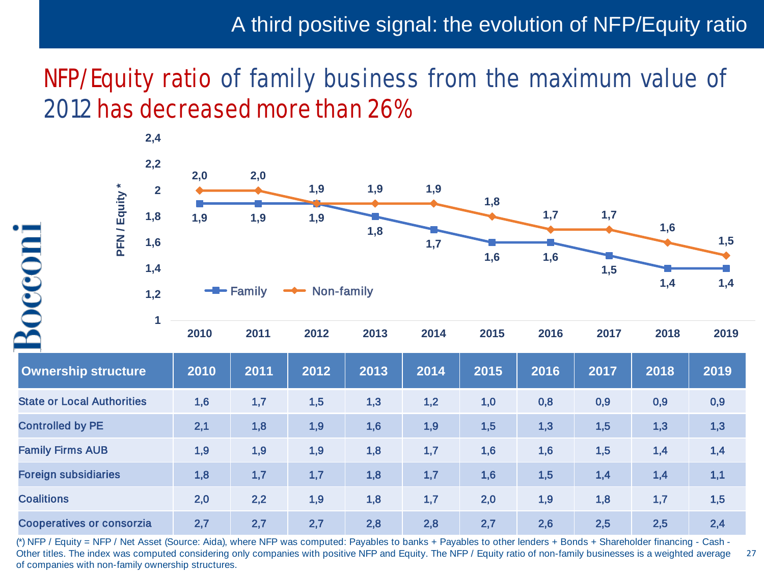# A third positive signal: the evolution of NFP/Equity ratio

## NFP/Equity ratio of family business from the maximum value of 2012 has decreased more than 26%

PFN / Equity *

| | 2010 | 2011 | 2012 | 2013 | 2014 | 2015 | 2016 | 2017 | 2018 | 2019 |
|---|---|---|---|---|---|---|---|---|---|---|
| Family | 1,9 | 1,9 | 1,9 | 1,8 | 1,7 | 1,6 | 1,6 | 1,5 | 1,4 | 1,4 |
| Non-family | 2,0 | 2,0 | 1,9 | 1,9 | 1,9 | 1,8 | 1,7 | 1,7 | 1,6 | 1,5 |

| Ownership structure | 2010 | 2011 | 2012 | 2013 | 2014 | 2015 | 2016 | 2017 | 2018 | 2019 |
|---|---|---|---|---|---|---|---|---|---|---|
| State or Local Authorities | 1,6 | 1,7 | 1,5 | 1,3 | 1,2 | 1,0 | 0,8 | 0,9 | 0,9 | 0,9 |
| Controlled by PE | 2,1 | 1,8 | 1,9 | 1,6 | 1,9 | 1,5 | 1,3 | 1,5 | 1,3 | 1,3 |
| Family Firms AUB | 1,9 | 1,9 | 1,9 | 1,8 | 1,7 | 1,6 | 1,6 | 1,5 | 1,4 | 1,4 |
| Foreign subsidiaries | 1,8 | 1,7 | 1,7 | 1,8 | 1,7 | 1,6 | 1,5 | 1,4 | 1,4 | 1,1 |
| Coalitions | 2,0 | 2,2 | 1,9 | 1,8 | 1,7 | 2,0 | 1,9 | 1,8 | 1,7 | 1,5 |
| Cooperatives or consorzia | 2,7 | 2,7 | 2,7 | 2,8 | 2,8 | 2,7 | 2,6 | 2,5 | 2,5 | 2,4 |

(*) NFP / Equity = NFP / Net Asset (Source: Aida), where NFP was computed: Payables to banks + Payables to other lenders + Bonds + Shareholder financing - Cash - Other titles. The index was computed considering only companies with positive NFP and Equity. The NFP / Equity ratio of non-family businesses is a weighted average of companies with non-family ownership structures.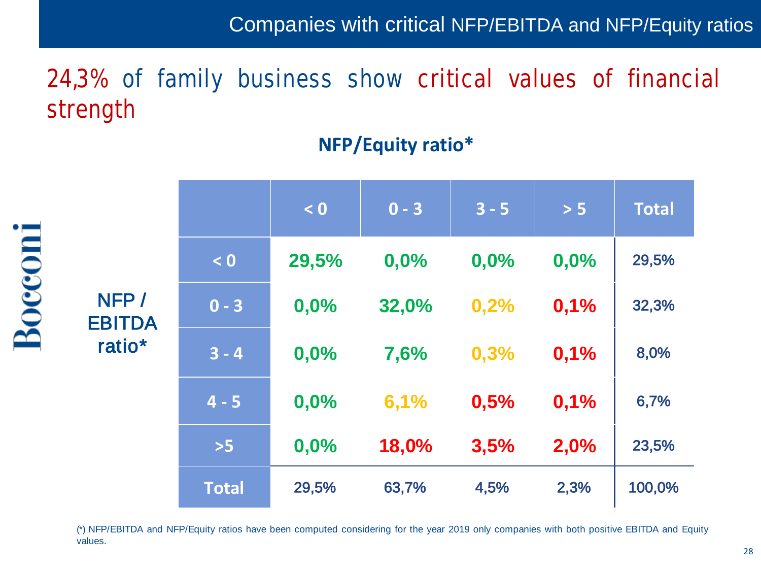# Companies with critical NFP/EBITDA and NFP/Equity ratios

## 24,3% of family business show critical values of financial strength

**NFP/Equity ratio***

| NFP / EBITDA ratio* | < 0 | 0 - 3 | 3 - 5 | > 5 | Total |
|---|---|---|---|---|---|
| < 0 | 29,5% | 0,0% | 0,0% | 0,0% | 29,5% |
| 0 - 3 | 0,0% | 32,0% | 0,2% | 0,1% | 32,3% |
| 3 - 4 | 0,0% | 7,6% | 0,3% | 0,1% | 8,0% |
| 4 - 5 | 0,0% | 6,1% | 0,5% | 0,1% | 6,7% |
| >5 | 0,0% | 18,0% | 3,5% | 2,0% | 23,5% |
| Total | 29,5% | 63,7% | 4,5% | 2,3% | 100,0% |

(*) NFP/EBITDA and NFP/Equity ratios have been computed considering for the year 2019 only companies with both positive EBITDA and Equity values.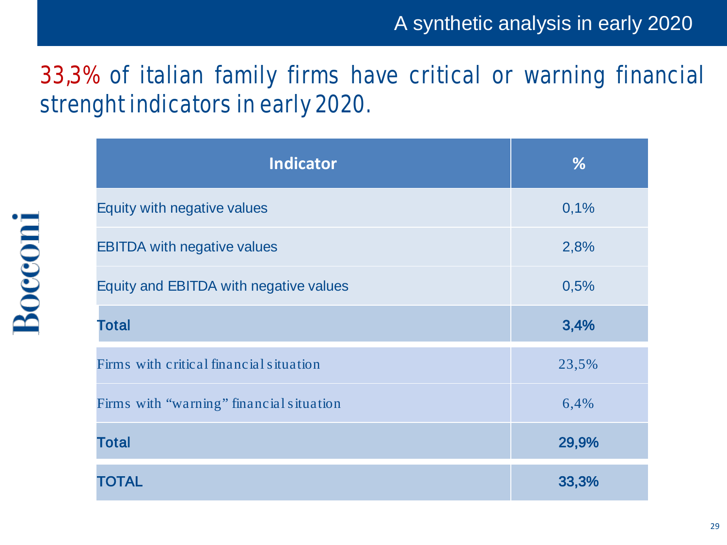# A synthetic analysis in early 2020

33,3% of italian family firms have critical or warning financial strenght indicators in early 2020.

| Indicator | % |
|---|---|
| Equity with negative values | 0,1% |
| EBITDA with negative values | 2,8% |
| Equity and EBITDA with negative values | 0,5% |
| **Total** | **3,4%** |
| Firms with critical financial situation | 23,5% |
| Firms with “warning” financial situation | 6,4% |
| **Total** | **29,9%** |
| **TOTAL** | **33,3%** |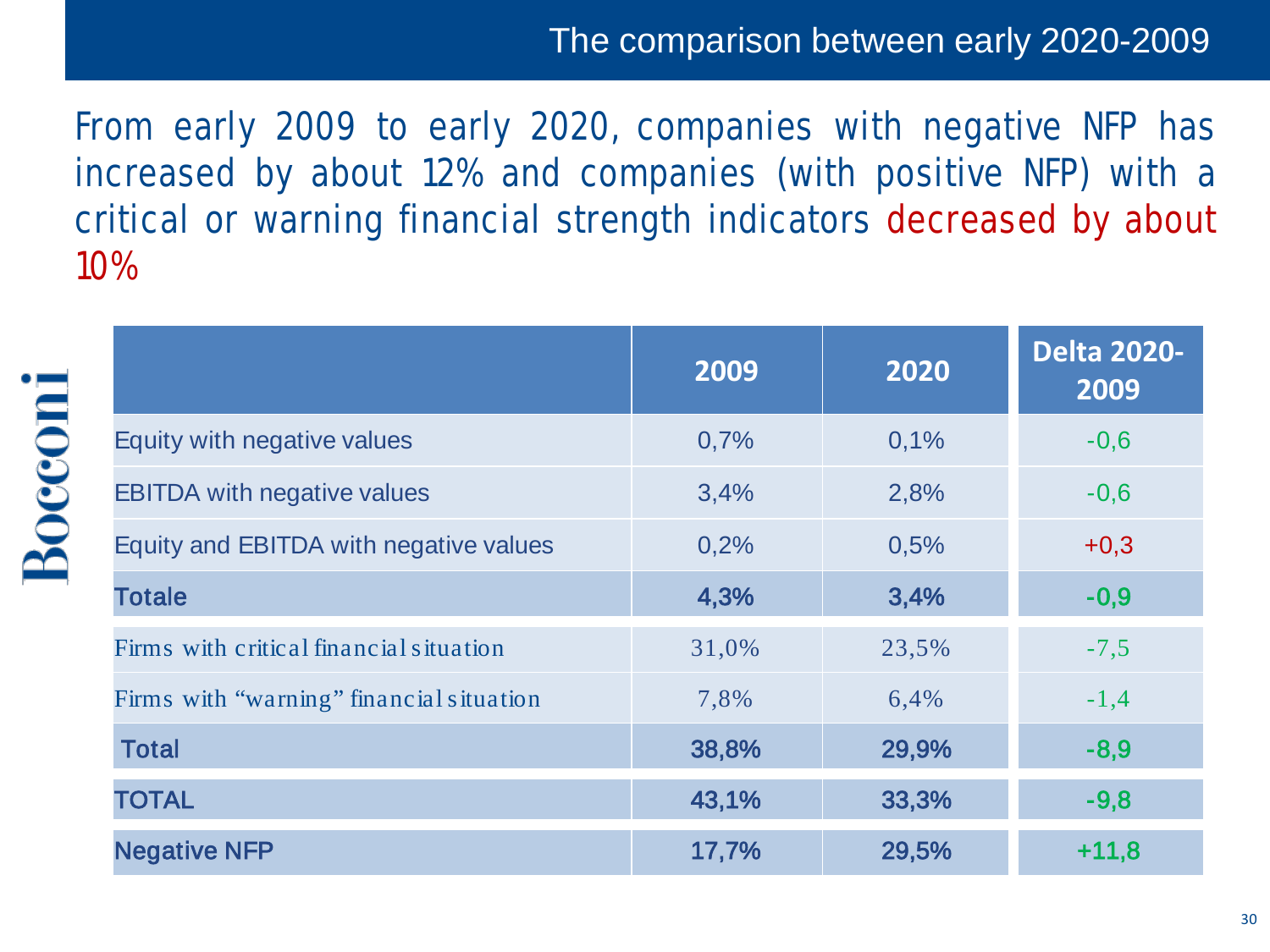## The comparison between early 2020-2009

From early 2009 to early 2020, companies with negative NFP has increased by about 12% and companies (with positive NFP) with a critical or warning financial strength indicators decreased by about 10%

| | 2009 | 2020 | Delta 2020-2009 |
|---|---|---|---|
| Equity with negative values | 0,7% | 0,1% | -0,6 |
| EBITDA with negative values | 3,4% | 2,8% | -0,6 |
| Equity and EBITDA with negative values | 0,2% | 0,5% | +0,3 |
| **Totale** | **4,3%** | **3,4%** | **-0,9** |
| Firms with critical financial situation | 31,0% | 23,5% | -7,5 |
| Firms with "warning" financial situation | 7,8% | 6,4% | -1,4 |
| **Total** | **38,8%** | **29,9%** | **-8,9** |
| **TOTAL** | **43,1%** | **33,3%** | **-9,8** |
| **Negative NFP** | **17,7%** | **29,5%** | **+11,8** |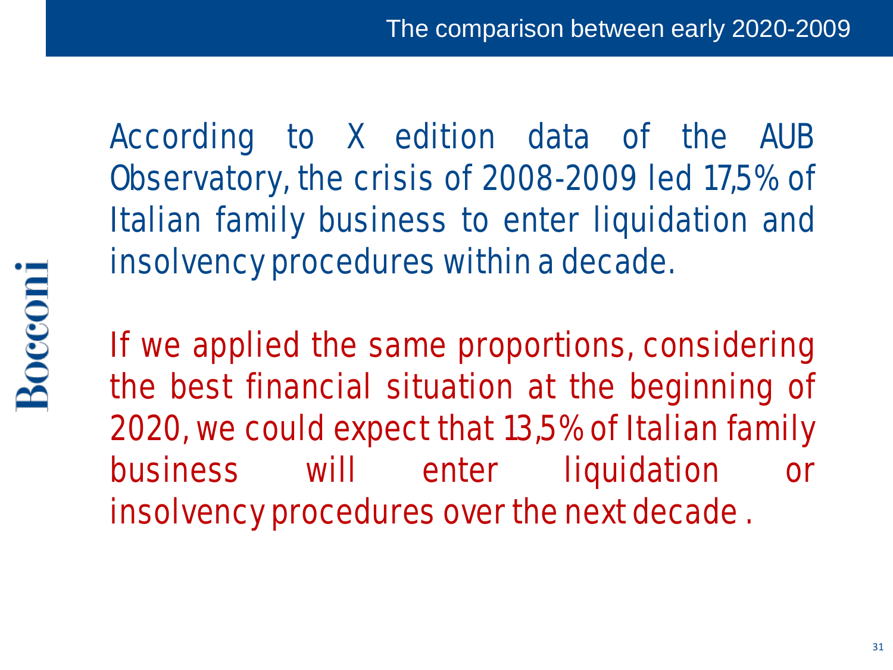## The comparison between early 2020-2009

According to X edition data of the AUB Observatory, the crisis of 2008-2009 led 17,5% of Italian family business to enter liquidation and insolvency procedures within a decade.

If we applied the same proportions, considering the best financial situation at the beginning of 2020, we could expect that 13,5% of Italian family business will enter liquidation or insolvency procedures over the next decade .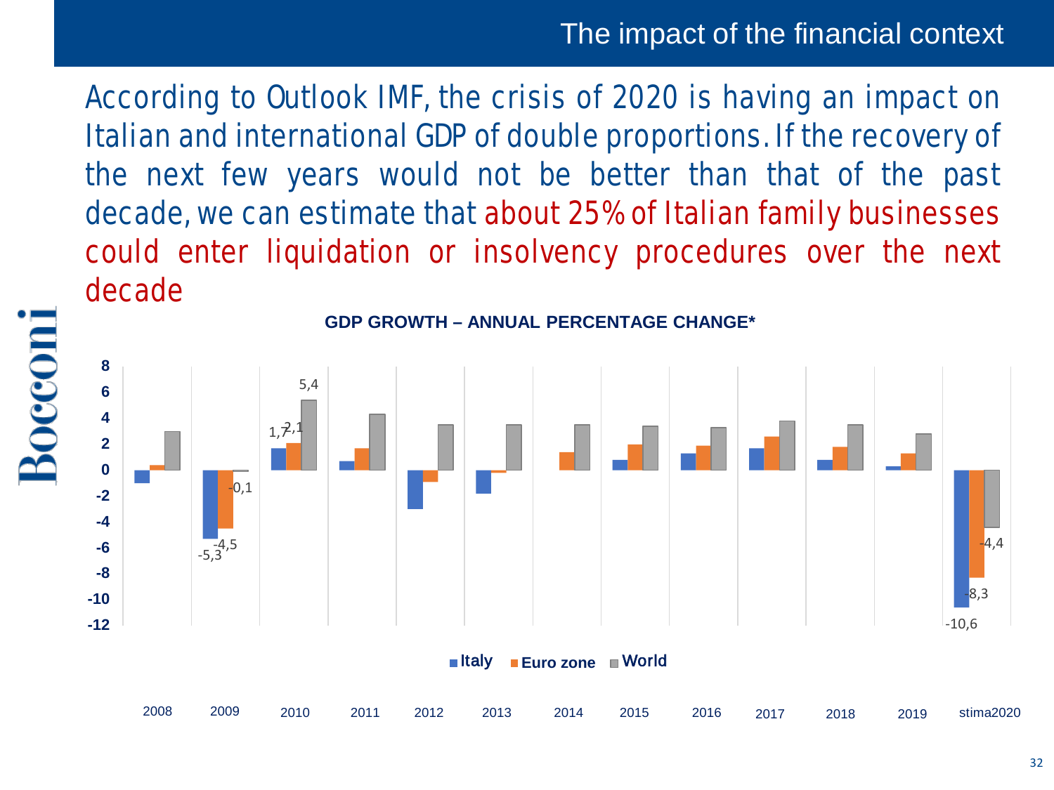# The impact of the financial context

According to Outlook IMF, the crisis of 2020 is having an impact on Italian and international GDP of double proportions. If the recovery of the next few years would not be better than that of the past decade, we can estimate that about 25% of Italian family businesses could enter liquidation or insolvency procedures over the next decade

**GDP GROWTH – ANNUAL PERCENTAGE CHANGE***

| Year | Italy | Euro zone | World |
|---|---|---|---|
| 2009 | -5,3 | -4,5 | -0,1 |
| 2010 | 1,7 | 2,1 | 5,4 |
| stima2020 | -10,6 | -8,3 | -4,4 |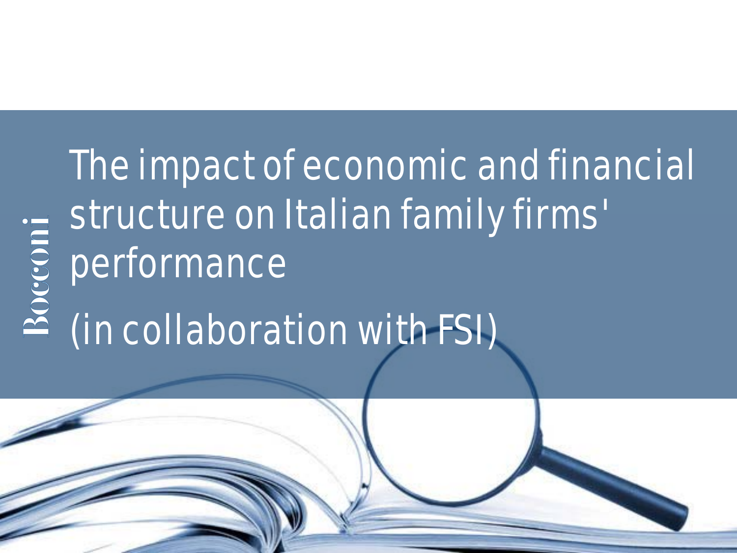# The impact of economic and financial structure on Italian family firms' performance

(in collaboration with FSI)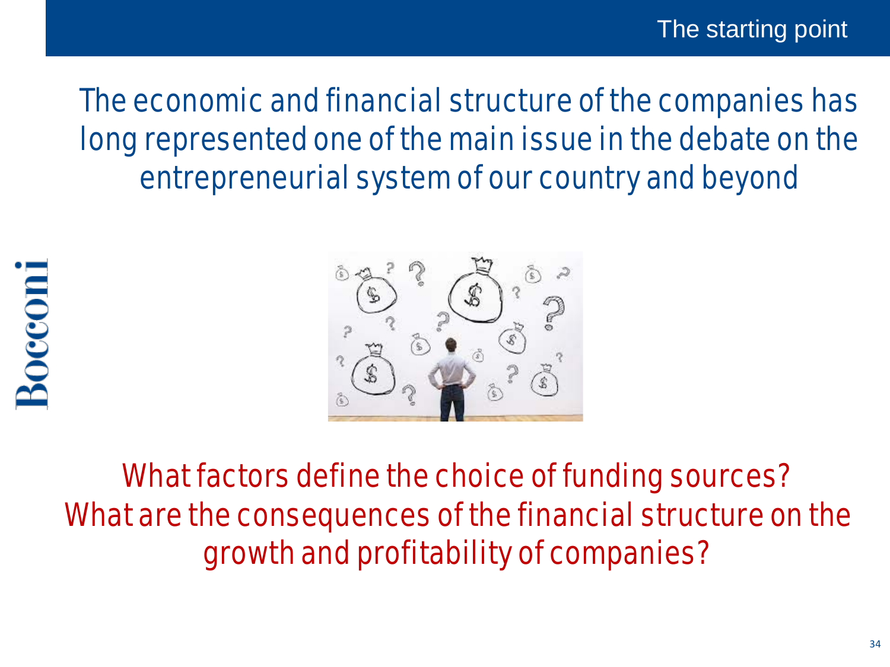## The starting point

The economic and financial structure of the companies has long represented one of the main issue in the debate on the entrepreneurial system of our country and beyond

What factors define the choice of funding sources?
What are the consequences of the financial structure on the growth and profitability of companies?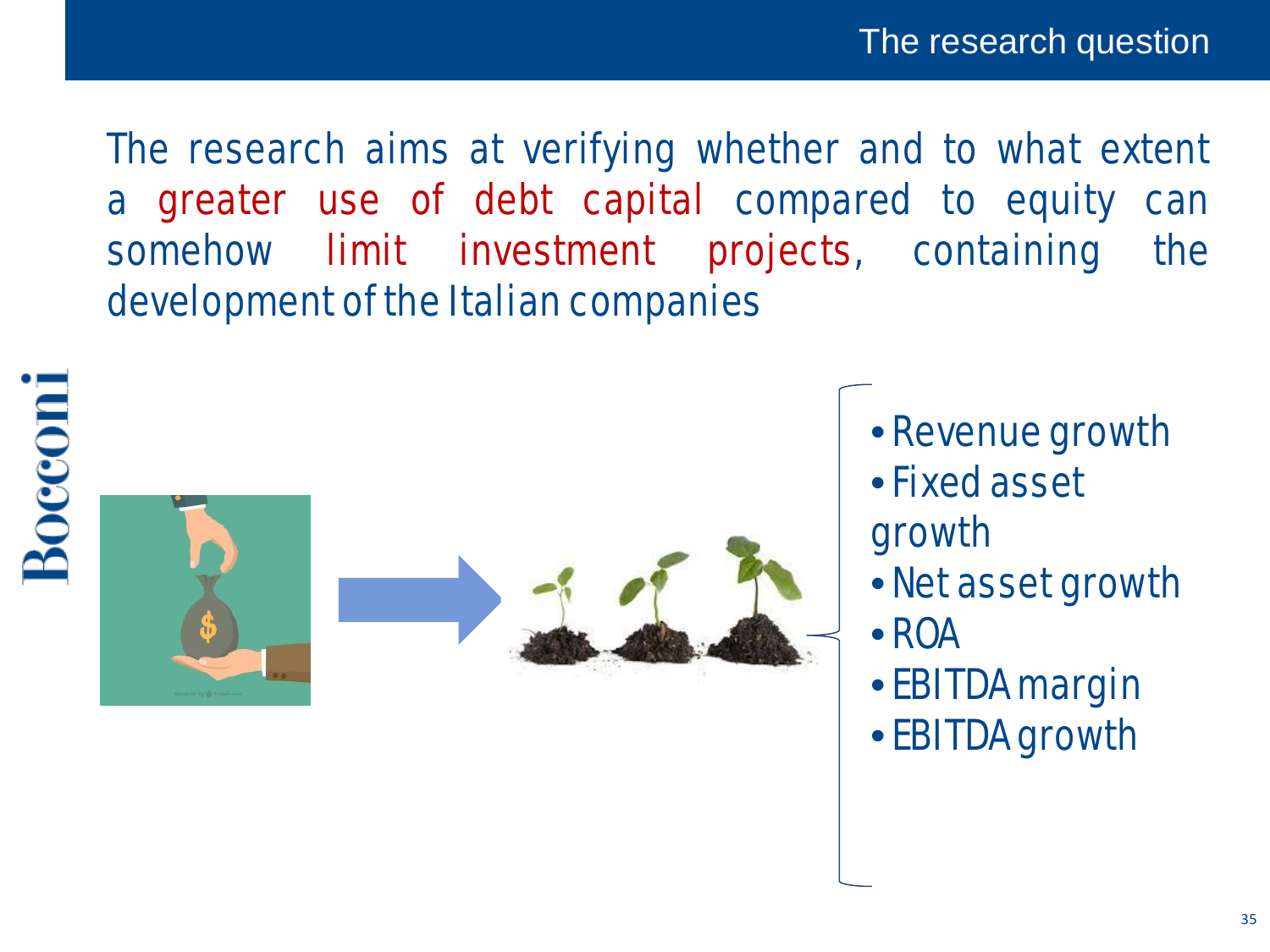## The research question

The research aims at verifying whether and to what extent a greater use of debt capital compared to equity can somehow limit investment projects, containing the development of the Italian companies

- Revenue growth
- Fixed asset growth
- Net asset growth
- ROA
- EBITDA margin
- EBITDA growth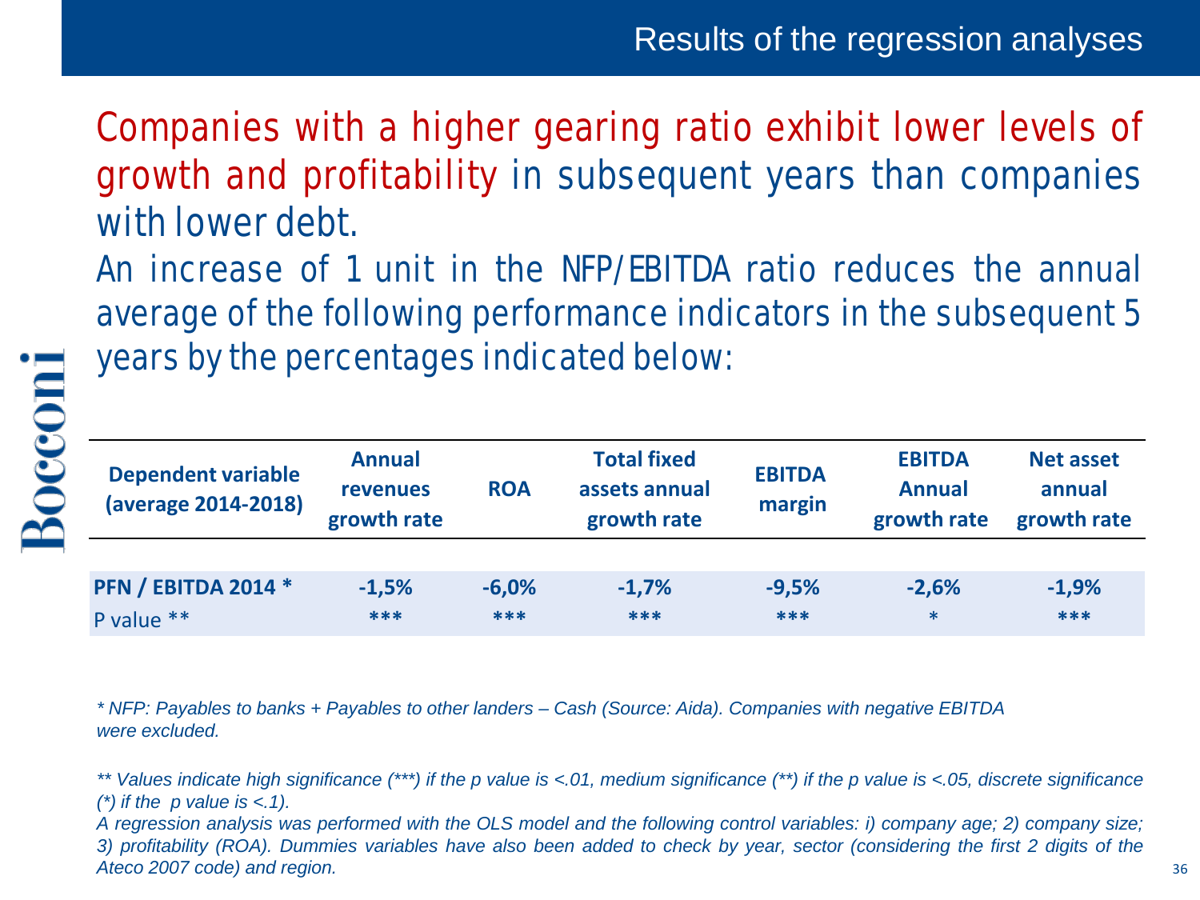## Results of the regression analyses

Companies with a higher gearing ratio exhibit lower levels of growth and profitability in subsequent years than companies with lower debt.

An increase of 1 unit in the NFP/EBITDA ratio reduces the annual average of the following performance indicators in the subsequent 5 years by the percentages indicated below:

| Dependent variable (average 2014-2018) | Annual revenues growth rate | ROA | Total fixed assets annual growth rate | EBITDA margin | EBITDA Annual growth rate | Net asset annual growth rate |
|---|---|---|---|---|---|---|
| **PFN / EBITDA 2014 *** | **-1,5%** | **-6,0%** | **-1,7%** | **-9,5%** | **-2,6%** | **-1,9%** |
| P value ** | *** | *** | *** | *** | * | *** |

*\* NFP: Payables to banks + Payables to other landers – Cash (Source: Aida). Companies with negative EBITDA were excluded.*

*\*\* Values indicate high significance (\*\*\*) if the p value is <.01, medium significance (\*\*) if the p value is <.05, discrete significance (\*) if the p value is <.1).*

*A regression analysis was performed with the OLS model and the following control variables: i) company age; 2) company size; 3) profitability (ROA). Dummies variables have also been added to check by year, sector (considering the first 2 digits of the Ateco 2007 code) and region.*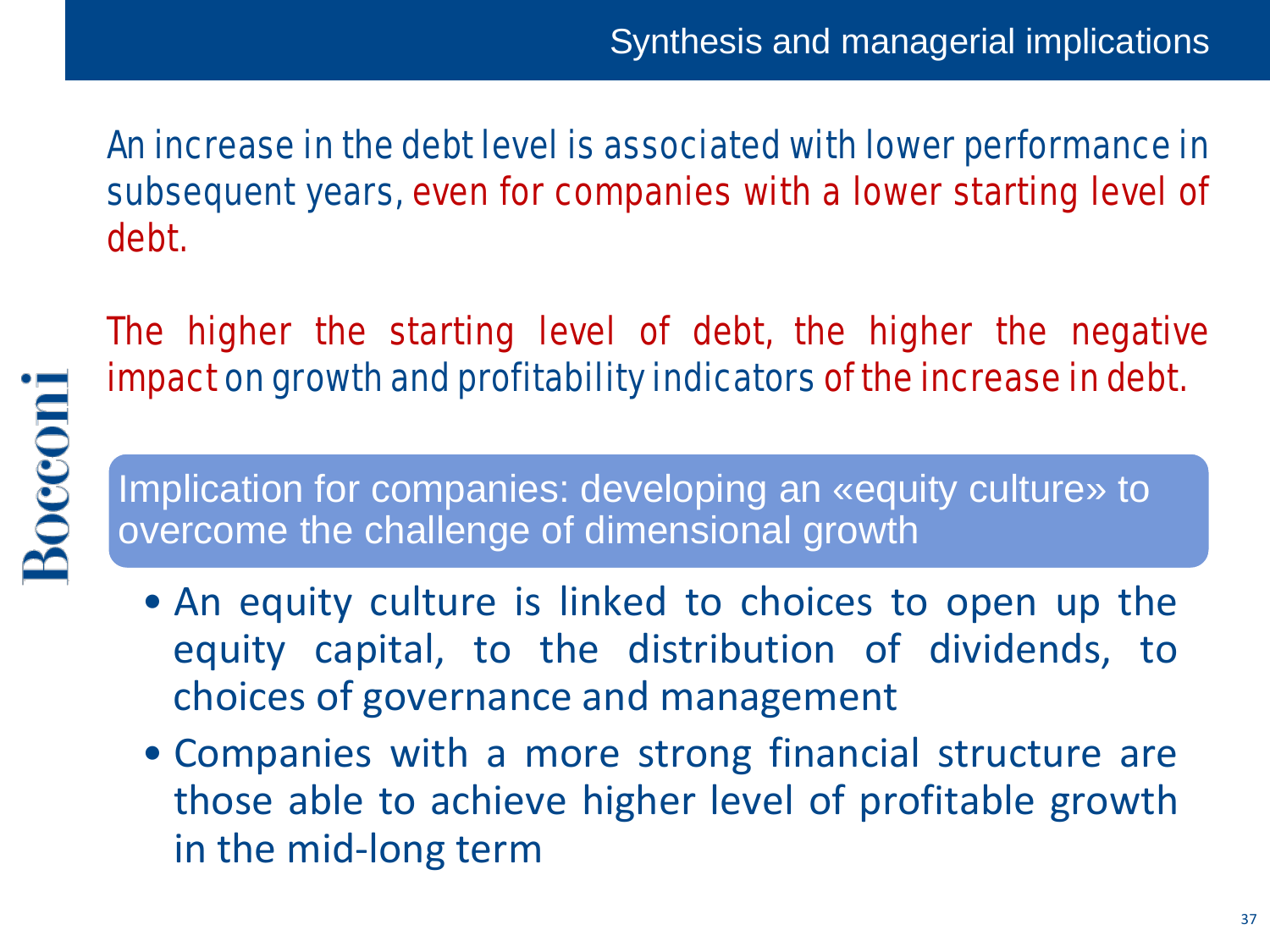## Synthesis and managerial implications

An increase in the debt level is associated with lower performance in subsequent years, even for companies with a lower starting level of debt.

The higher the starting level of debt, the higher the negative impact on growth and profitability indicators of the increase in debt.

**Implication for companies: developing an «equity culture» to overcome the challenge of dimensional growth**

- An equity culture is linked to choices to open up the equity capital, to the distribution of dividends, to choices of governance and management
- Companies with a more strong financial structure are those able to achieve higher level of profitable growth in the mid-long term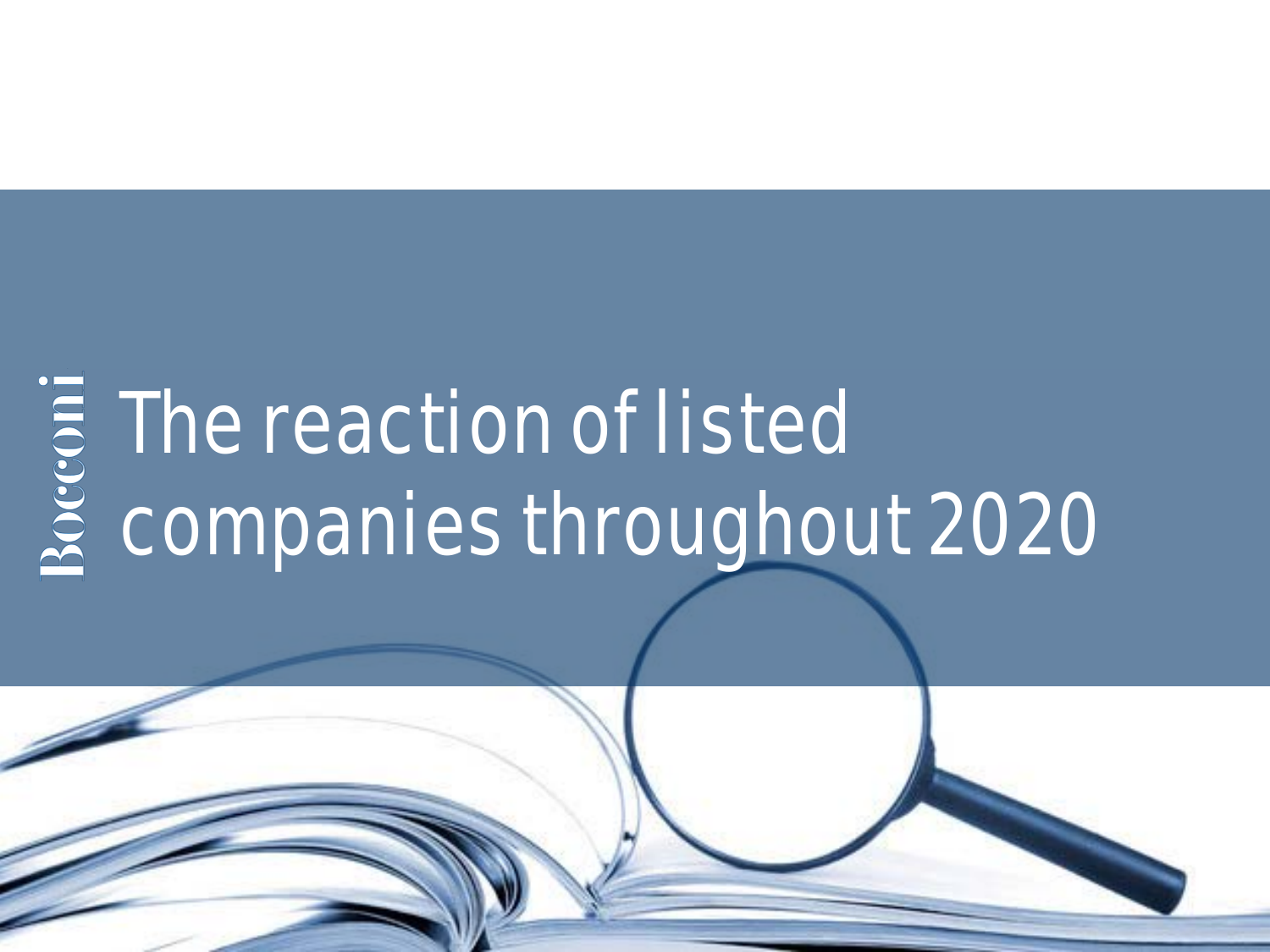# The reaction of listed companies throughout 2020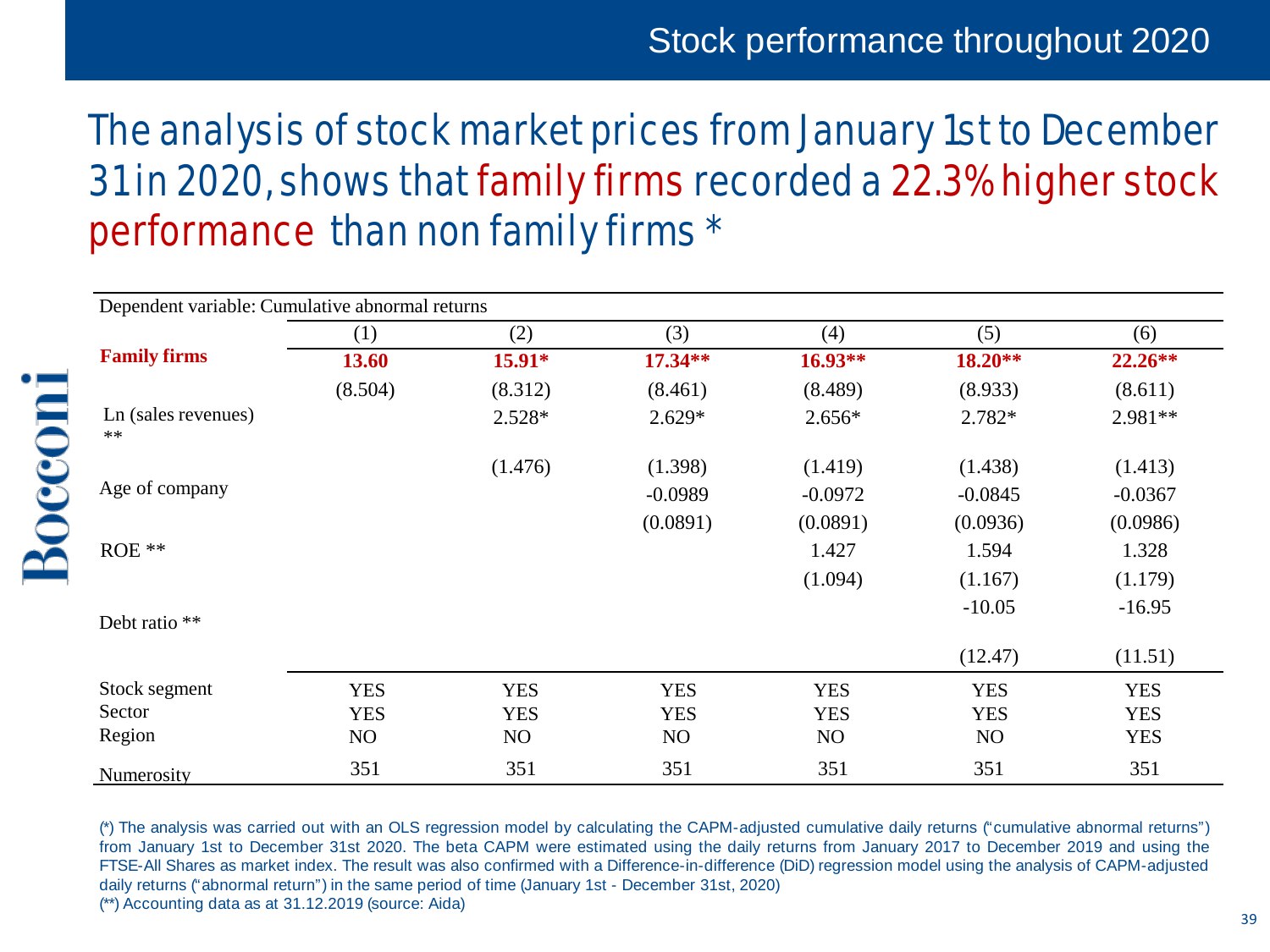# Stock performance throughout 2020

## The analysis of stock market prices from January 1st to December 31 in 2020, shows that family firms recorded a 22.3% higher stock performance than non family firms *

| Dependent variable: Cumulative abnormal returns | | | | | | |
|---|---|---|---|---|---|---|
| | (1) | (2) | (3) | (4) | (5) | (6) |
| **Family firms** | **13.60** | **15.91*** | **17.34**** | **16.93**** | **18.20**** | **22.26**** |
| | (8.504) | (8.312) | (8.461) | (8.489) | (8.933) | (8.611) |
| Ln (sales revenues) ** | | 2.528* | 2.629* | 2.656* | 2.782* | 2.981** |
| | | (1.476) | (1.398) | (1.419) | (1.438) | (1.413) |
| Age of company | | | -0.0989 | -0.0972 | -0.0845 | -0.0367 |
| | | | (0.0891) | (0.0891) | (0.0936) | (0.0986) |
| ROE ** | | | | 1.427 | 1.594 | 1.328 |
| | | | | (1.094) | (1.167) | (1.179) |
| Debt ratio ** | | | | | -10.05 | -16.95 |
| | | | | | (12.47) | (11.51) |
| Stock segment | YES | YES | YES | YES | YES | YES |
| Sector | YES | YES | YES | YES | YES | YES |
| Region | NO | NO | NO | NO | NO | YES |
| Numerosity | 351 | 351 | 351 | 351 | 351 | 351 |

(*) The analysis was carried out with an OLS regression model by calculating the CAPM-adjusted cumulative daily returns ("cumulative abnormal returns") from January 1st to December 31st 2020. The beta CAPM were estimated using the daily returns from January 2017 to December 2019 and using the FTSE-All Shares as market index. The result was also confirmed with a Difference-in-difference (DiD) regression model using the analysis of CAPM-adjusted daily returns ("abnormal return") in the same period of time (January 1st - December 31st, 2020)

(**) Accounting data as at 31.12.2019 (source: Aida)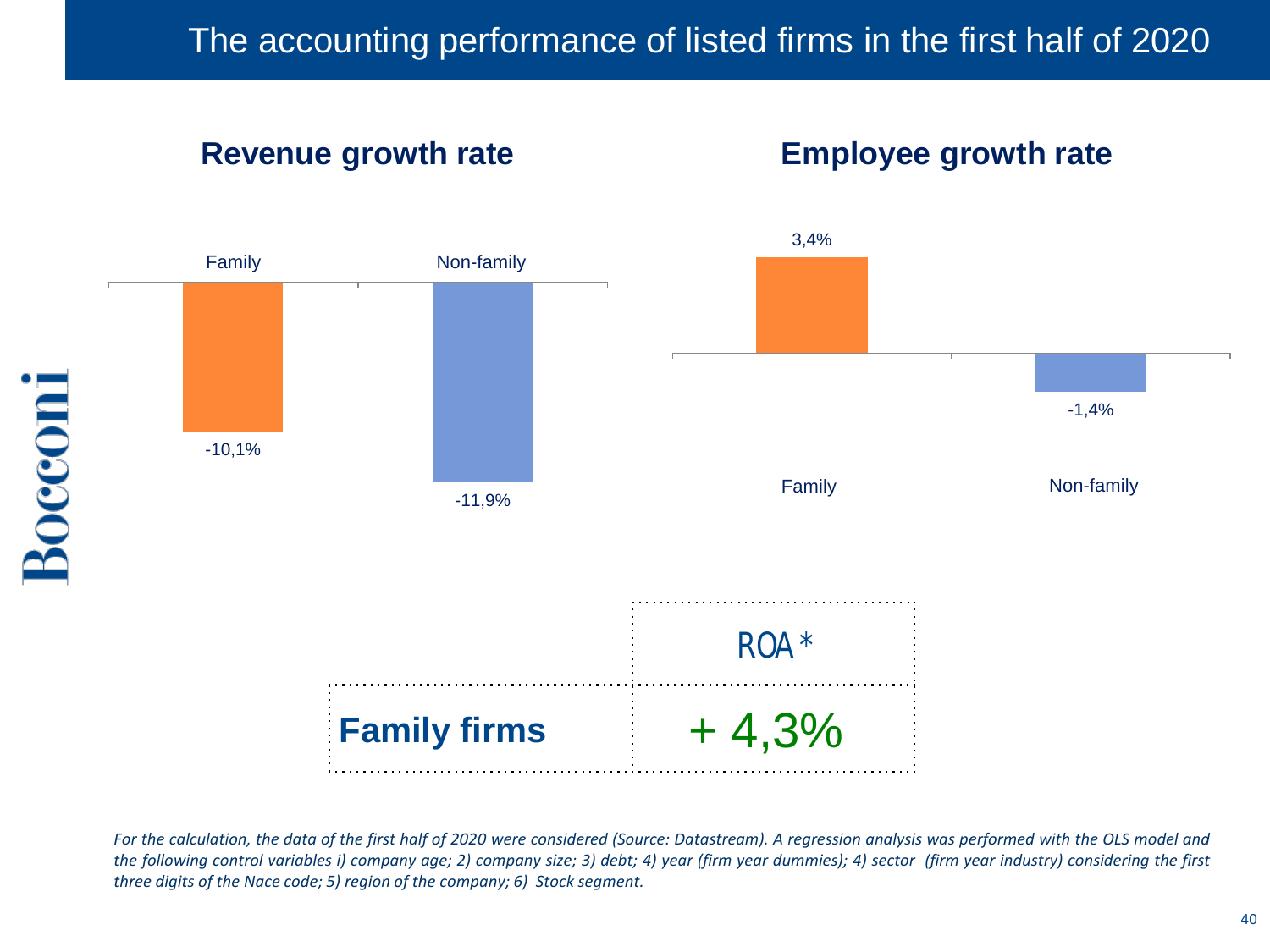# The accounting performance of listed firms in the first half of 2020

## Revenue growth rate

| | Family | Non-family |
|---|---|---|
| Revenue growth rate | -10,1% | -11,9% |

## Employee growth rate

| | Family | Non-family |
|---|---|---|
| Employee growth rate | 3,4% | -1,4% |

| | ROA* |
|---|---|
| **Family firms** | + 4,3% |

*For the calculation, the data of the first half of 2020 were considered (Source: Datastream). A regression analysis was performed with the OLS model and the following control variables i) company age; 2) company size; 3) debt; 4) year (firm year dummies); 4) sector (firm year industry) considering the first three digits of the Nace code; 5) region of the company; 6) Stock segment.*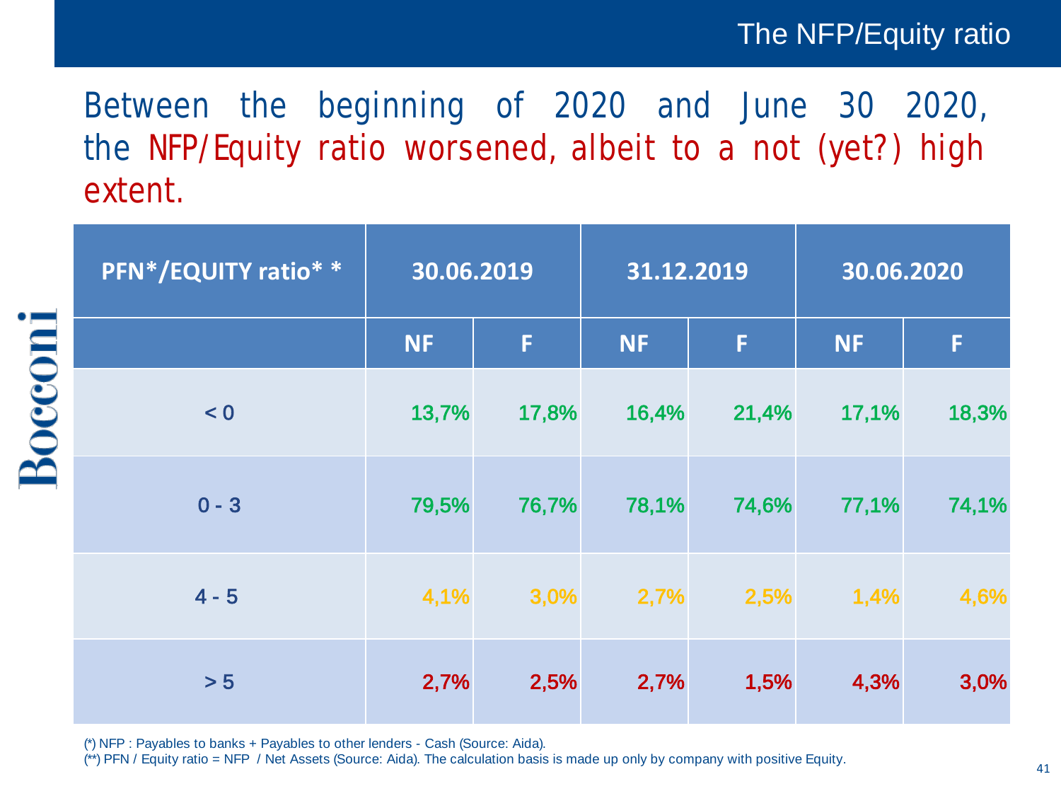# The NFP/Equity ratio

Between the beginning of 2020 and June 30 2020, the NFP/Equity ratio worsened, albeit to a not (yet?) high extent.

| PFN*/EQUITY ratio* * | 30.06.2019 | | 31.12.2019 | | 30.06.2020 | |
|---|---|---|---|---|---|---|
| | NF | F | NF | F | NF | F |
| < 0 | 13,7% | 17,8% | 16,4% | 21,4% | 17,1% | 18,3% |
| 0 - 3 | 79,5% | 76,7% | 78,1% | 74,6% | 77,1% | 74,1% |
| 4 - 5 | 4,1% | 3,0% | 2,7% | 2,5% | 1,4% | 4,6% |
| > 5 | 2,7% | 2,5% | 2,7% | 1,5% | 4,3% | 3,0% |

(*) NFP : Payables to banks + Payables to other lenders - Cash (Source: Aida).
(**) PFN / Equity ratio = NFP / Net Assets (Source: Aida). The calculation basis is made up only by company with positive Equity.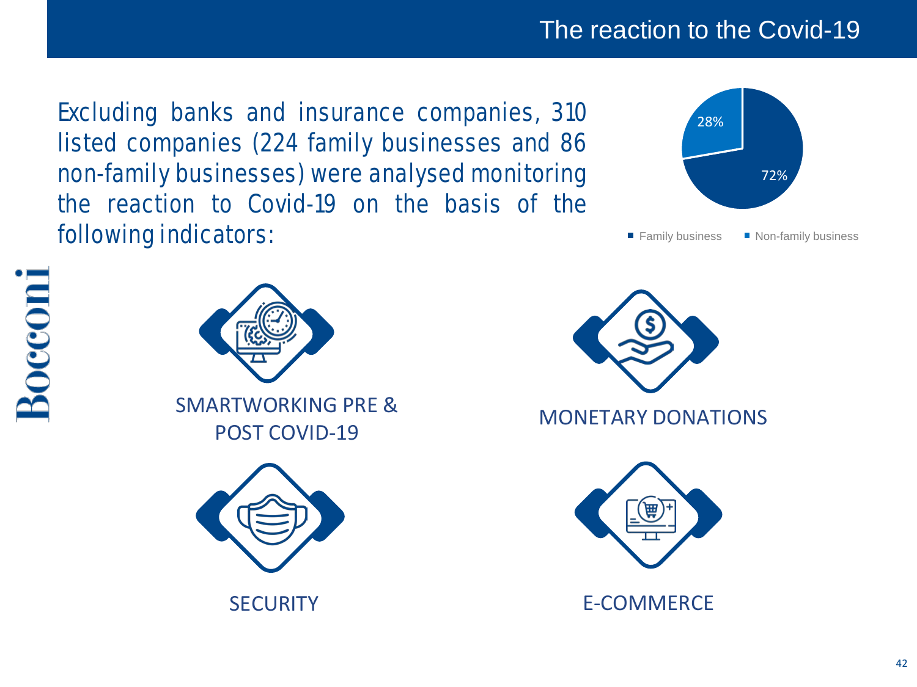# The reaction to the Covid-19

Excluding banks and insurance companies, 310 listed companies (224 family businesses and 86 non-family businesses) were analysed monitoring the reaction to Covid-19 on the basis of the following indicators:

| Family business | Non-family business |
|---|---|
| 72% | 28% |

- SMARTWORKING PRE & POST COVID-19
- MONETARY DONATIONS
- SECURITY
- E-COMMERCE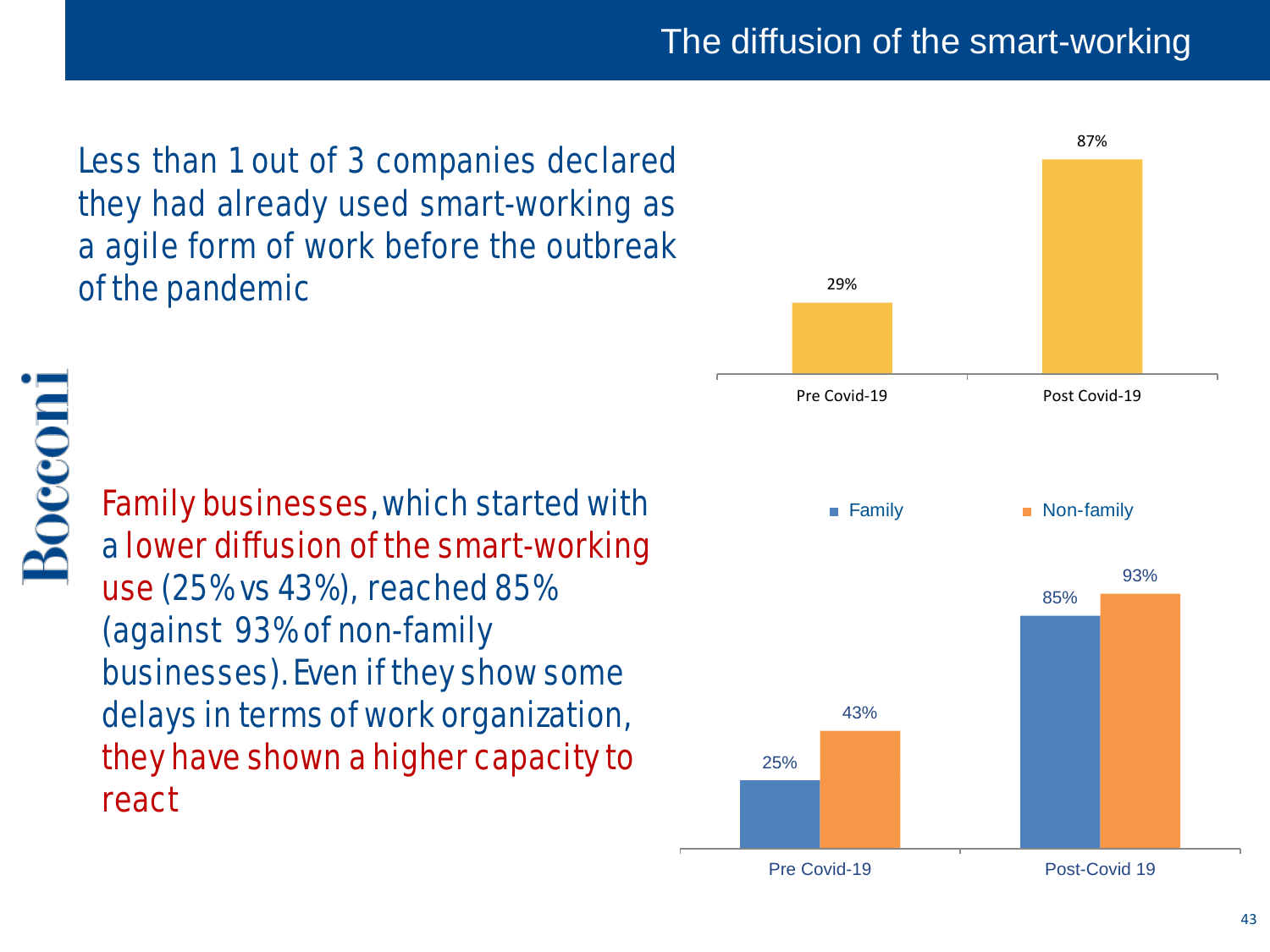# The diffusion of the smart-working

Less than 1 out of 3 companies declared they had already used smart-working as a agile form of work before the outbreak of the pandemic

| | Pre Covid-19 | Post Covid-19 |
|---|---|---|
| Companies using smart-working | 29% | 87% |

Family businesses, which started with a lower diffusion of the smart-working use (25% vs 43%), reached 85% (against 93% of non-family businesses). Even if they show some delays in terms of work organization, they have shown a higher capacity to react

| | Family | Non-family |
|---|---|---|
| Pre Covid-19 | 25% | 43% |
| Post-Covid 19 | 85% | 93% |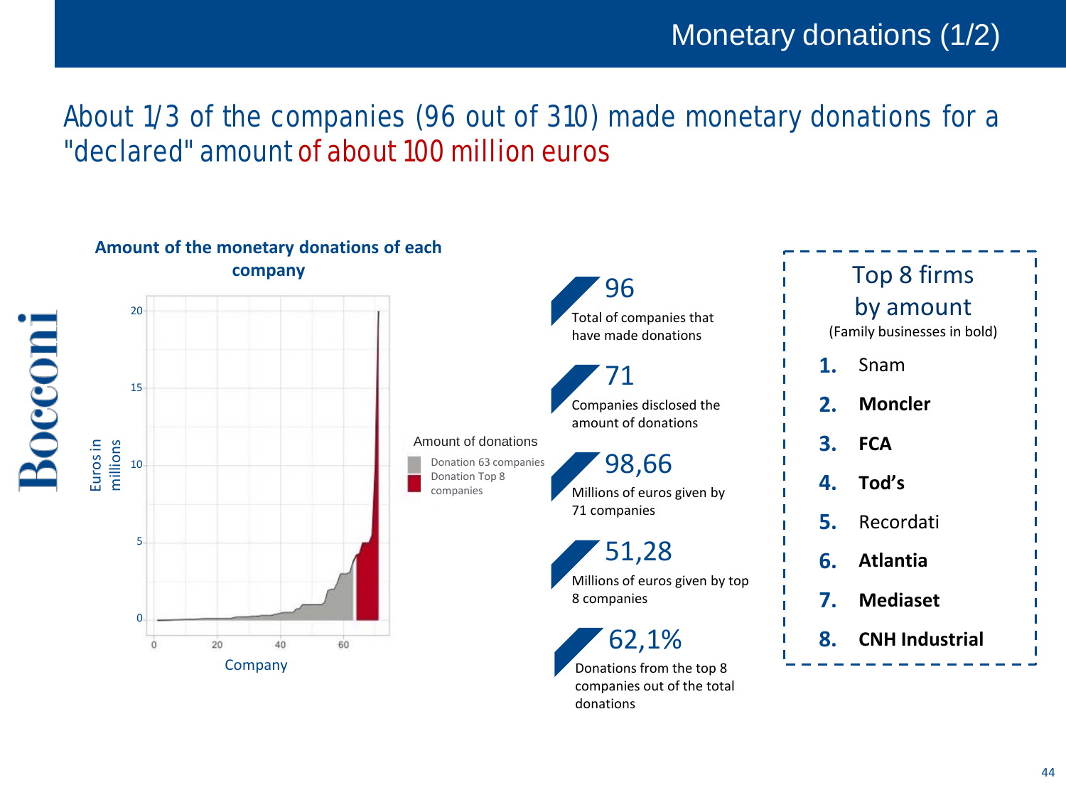# Monetary donations (1/2)

## About 1/3 of the companies (96 out of 310) made monetary donations for a "declared" amount of about 100 million euros

**Amount of the monetary donations of each company**

Euros in millions

Company

Amount of donations
- Donation 63 companies
- Donation Top 8 companies

**96**
Total of companies that have made donations

**71**
Companies disclosed the amount of donations

**98,66**
Millions of euros given by 71 companies

**51,28**
Millions of euros given by top 8 companies

**62,1%**
Donations from the top 8 companies out of the total donations

### Top 8 firms by amount

(Family businesses in bold)

1. Snam
2. **Moncler**
3. **FCA**
4. **Tod's**
5. Recordati
6. **Atlantia**
7. **Mediaset**
8. **CNH Industrial**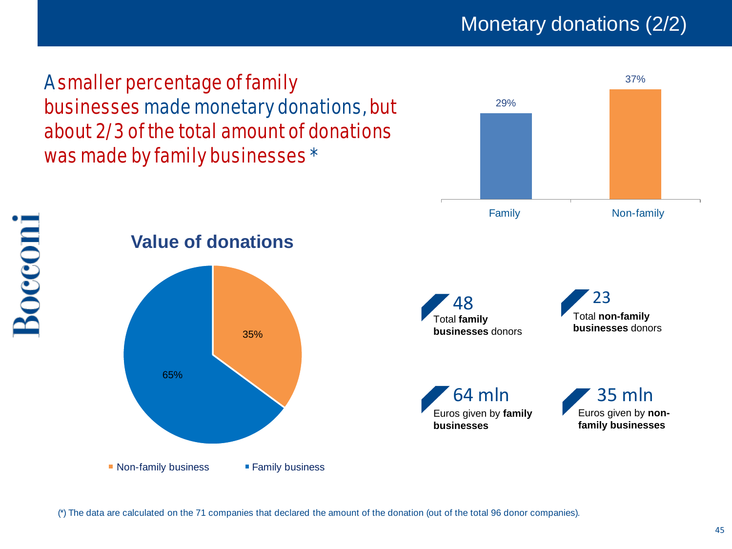# Monetary donations (2/2)

A smaller percentage of family businesses made monetary donations, but about 2/3 of the total amount of donations was made by family businesses *

| | Family | Non-family |
|---|---|---|
| Percentage | 29% | 37% |

## Value of donations

| | Share |
|---|---|
| Non-family business | 35% |
| Family business | 65% |

**48** Total **family businesses** donors

**23** Total **non-family businesses** donors

**64 mln** Euros given by **family businesses**

**35 mln** Euros given by **non-family businesses**

(*) The data are calculated on the 71 companies that declared the amount of the donation (out of the total 96 donor companies).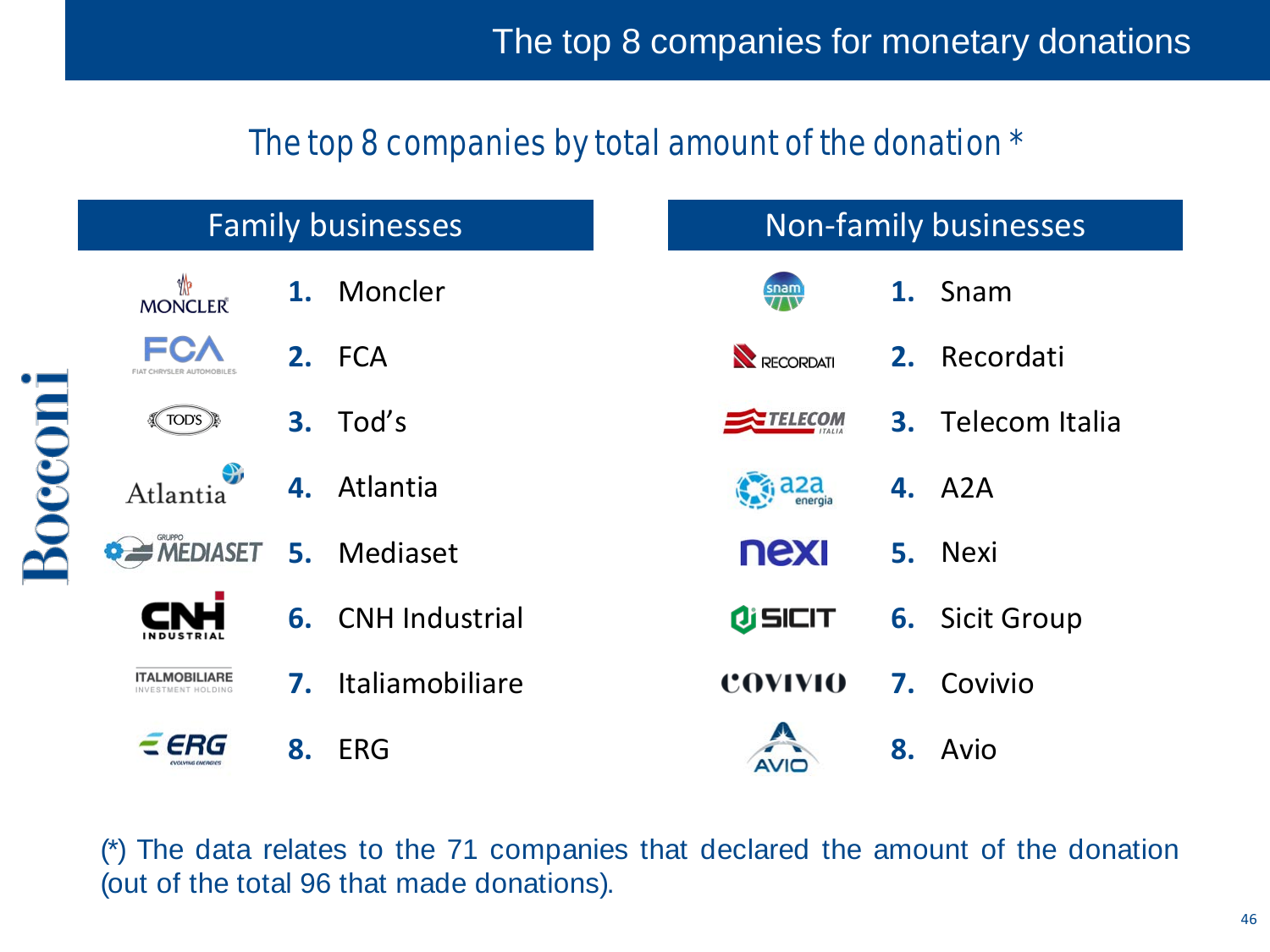# The top 8 companies for monetary donations

## The top 8 companies by total amount of the donation *

| Family businesses | Non-family businesses |
|---|---|
| 1. Moncler | 1. Snam |
| 2. FCA | 2. Recordati |
| 3. Tod's | 3. Telecom Italia |
| 4. Atlantia | 4. A2A |
| 5. Mediaset | 5. Nexi |
| 6. CNH Industrial | 6. Sicit Group |
| 7. Italiamobiliare | 7. Covivio |
| 8. ERG | 8. Avio |

(*) The data relates to the 71 companies that declared the amount of the donation (out of the total 96 that made donations).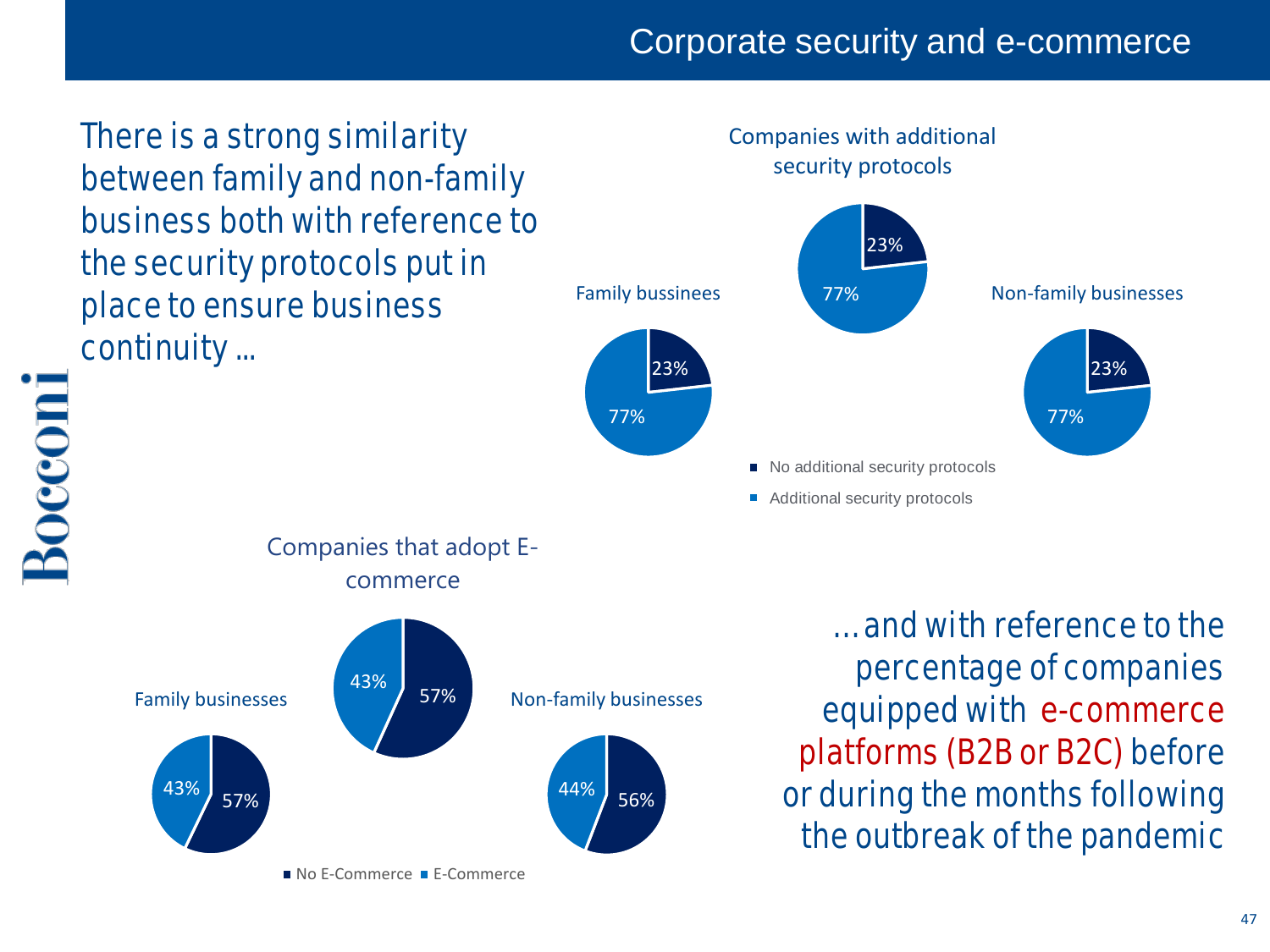# Corporate security and e-commerce

There is a strong similarity between family and non-family business both with reference to the security protocols put in place to ensure business continuity ...

**Companies with additional security protocols**

| | No additional security protocols | Additional security protocols |
|---|---|---|
| Companies with additional security protocols | 23% | 77% |
| Family bussinees | 23% | 77% |
| Non-family businesses | 23% | 77% |

**Companies that adopt E-commerce**

| | No E-Commerce | E-Commerce |
|---|---|---|
| Companies that adopt E-commerce | 57% | 43% |
| Family businesses | 57% | 43% |
| Non-family businesses | 56% | 44% |

... and with reference to the percentage of companies equipped with e-commerce platforms (B2B or B2C) before or during the months following the outbreak of the pandemic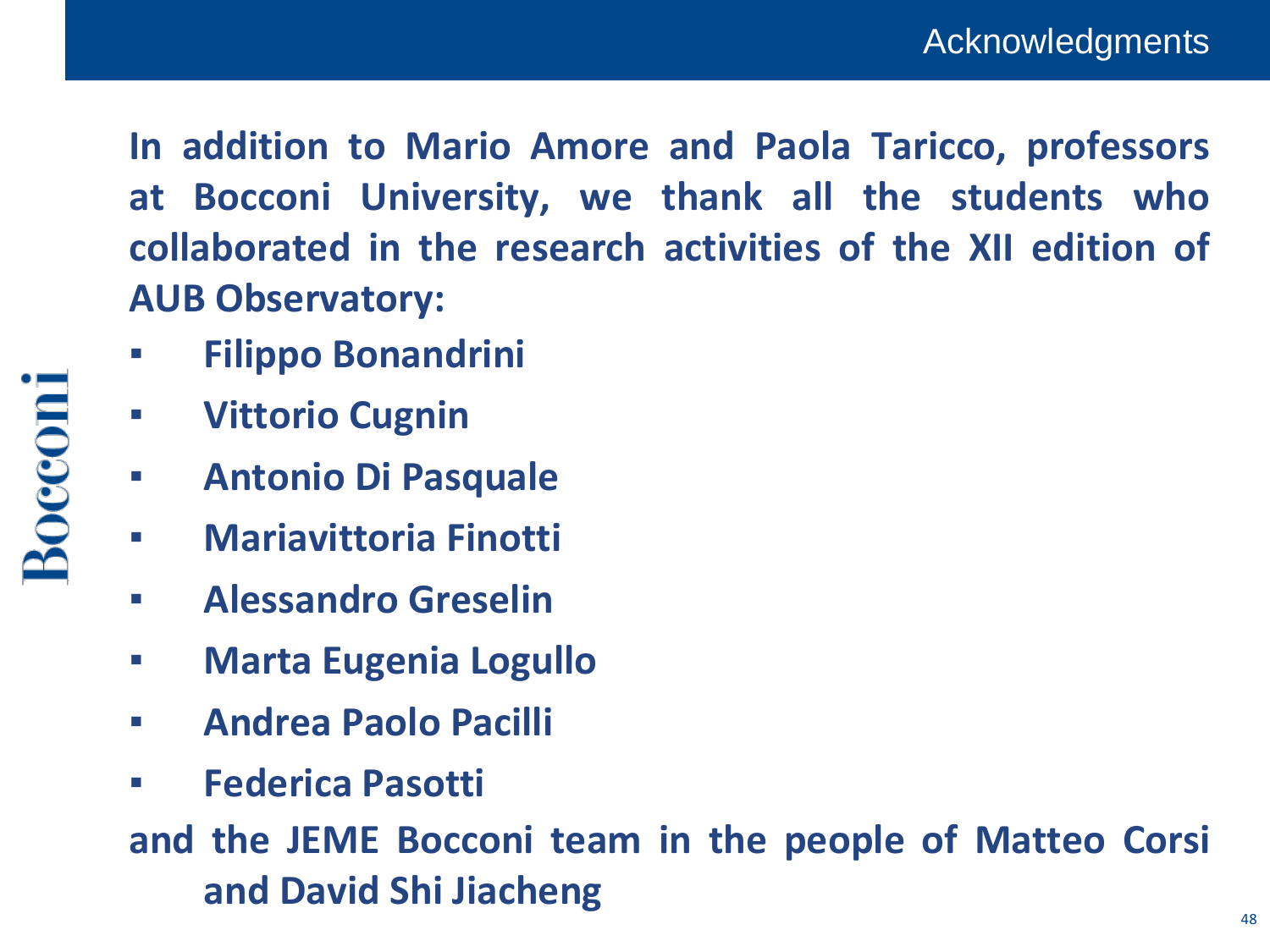# Acknowledgments

**In addition to Mario Amore and Paola Taricco, professors at Bocconi University, we thank all the students who collaborated in the research activities of the XII edition of AUB Observatory:**

- **Filippo Bonandrini**
- **Vittorio Cugnin**
- **Antonio Di Pasquale**
- **Mariavittoria Finotti**
- **Alessandro Greselin**
- **Marta Eugenia Logullo**
- **Andrea Paolo Pacilli**
- **Federica Pasotti**

**and the JEME Bocconi team in the people of Matteo Corsi and David Shi Jiacheng**